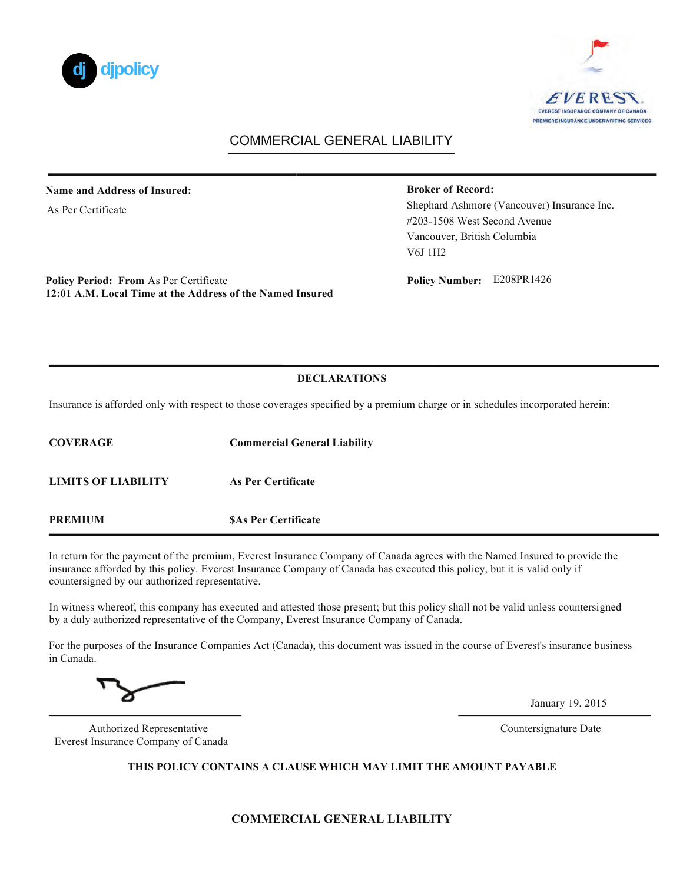djpolicy

EVEREST
EVEREST INSURANCE COMPANY OF CANADA
PREMIERE INSURANCE UNDERWRITING SERVICES

# COMMERCIAL GENERAL LIABILITY

**Name and Address of Insured:**

As Per Certificate

**Broker of Record:**

Shephard Ashmore (Vancouver) Insurance Inc.
#203-1508 West Second Avenue
Vancouver, British Columbia
V6J 1H2

**Policy Period: From** As Per Certificate
**12:01 A.M. Local Time at the Address of the Named Insured**

**Policy Number:** E208PR1426

## DECLARATIONS

Insurance is afforded only with respect to those coverages specified by a premium charge or in schedules incorporated herein:

| | |
|---|---|
| **COVERAGE** | **Commercial General Liability** |
| **LIMITS OF LIABILITY** | **As Per Certificate** |
| **PREMIUM** | **$As Per Certificate** |

In return for the payment of the premium, Everest Insurance Company of Canada agrees with the Named Insured to provide the insurance afforded by this policy. Everest Insurance Company of Canada has executed this policy, but it is valid only if countersigned by our authorized representative.

In witness whereof, this company has executed and attested those present; but this policy shall not be valid unless countersigned by a duly authorized representative of the Company, Everest Insurance Company of Canada.

For the purposes of the Insurance Companies Act (Canada), this document was issued in the course of Everest's insurance business in Canada.

Authorized Representative
Everest Insurance Company of Canada

January 19, 2015
Countersignature Date

**THIS POLICY CONTAINS A CLAUSE WHICH MAY LIMIT THE AMOUNT PAYABLE**

**COMMERCIAL GENERAL LIABILITY**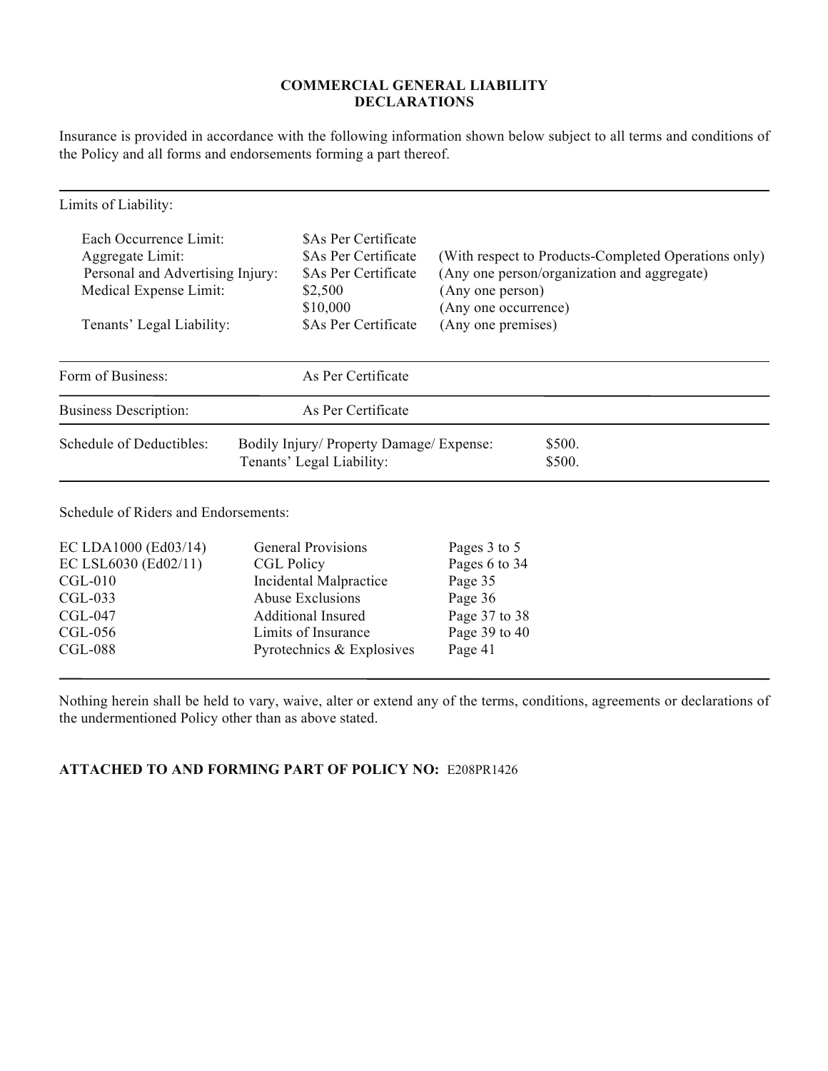# COMMERCIAL GENERAL LIABILITY
# DECLARATIONS

Insurance is provided in accordance with the following information shown below subject to all terms and conditions of the Policy and all forms and endorsements forming a part thereof.

---

Limits of Liability:

| | | |
|---|---|---|
| Each Occurrence Limit: | $As Per Certificate | |
| Aggregate Limit: | $As Per Certificate | (With respect to Products-Completed Operations only) |
| Personal and Advertising Injury: | $As Per Certificate | (Any one person/organization and aggregate) |
| Medical Expense Limit: | $2,500 | (Any one person) |
| | $10,000 | (Any one occurrence) |
| Tenants' Legal Liability: | $As Per Certificate | (Any one premises) |

---

Form of Business: As Per Certificate

Business Description: As Per Certificate

| Schedule of Deductibles: | | |
|---|---|---|
| | Bodily Injury/ Property Damage/ Expense: | $500. |
| | Tenants' Legal Liability: | $500. |

---

Schedule of Riders and Endorsements:

| | | |
|---|---|---|
| EC LDA1000 (Ed03/14) | General Provisions | Pages 3 to 5 |
| EC LSL6030 (Ed02/11) | CGL Policy | Pages 6 to 34 |
| CGL-010 | Incidental Malpractice | Page 35 |
| CGL-033 | Abuse Exclusions | Page 36 |
| CGL-047 | Additional Insured | Page 37 to 38 |
| CGL-056 | Limits of Insurance | Page 39 to 40 |
| CGL-088 | Pyrotechnics & Explosives | Page 41 |

---

Nothing herein shall be held to vary, waive, alter or extend any of the terms, conditions, agreements or declarations of the undermentioned Policy other than as above stated.

**ATTACHED TO AND FORMING PART OF POLICY NO:** E208PR1426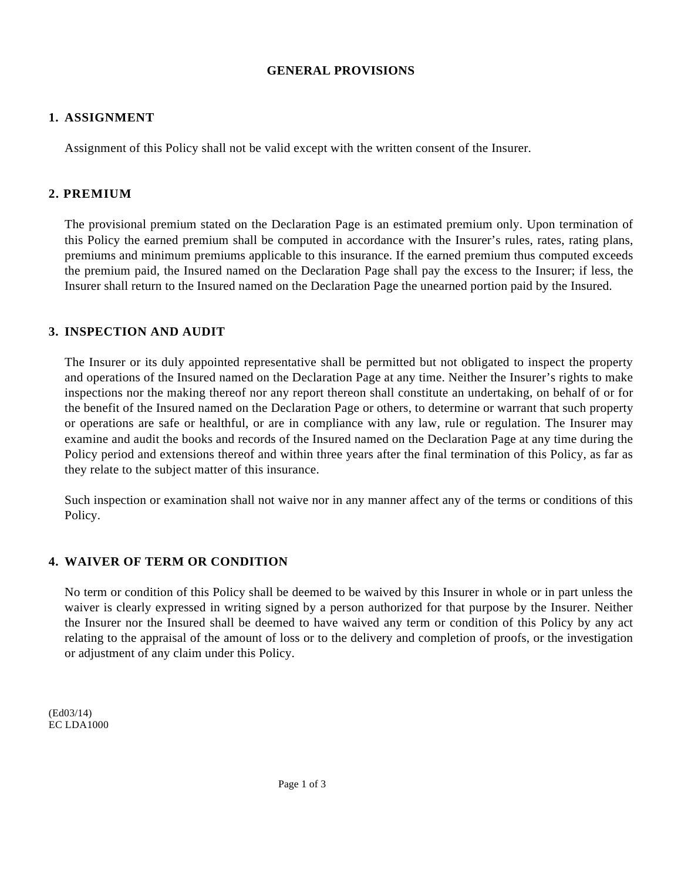# GENERAL PROVISIONS

## 1. ASSIGNMENT

Assignment of this Policy shall not be valid except with the written consent of the Insurer.

## 2. PREMIUM

The provisional premium stated on the Declaration Page is an estimated premium only. Upon termination of this Policy the earned premium shall be computed in accordance with the Insurer's rules, rates, rating plans, premiums and minimum premiums applicable to this insurance. If the earned premium thus computed exceeds the premium paid, the Insured named on the Declaration Page shall pay the excess to the Insurer; if less, the Insurer shall return to the Insured named on the Declaration Page the unearned portion paid by the Insured.

## 3. INSPECTION AND AUDIT

The Insurer or its duly appointed representative shall be permitted but not obligated to inspect the property and operations of the Insured named on the Declaration Page at any time. Neither the Insurer's rights to make inspections nor the making thereof nor any report thereon shall constitute an undertaking, on behalf of or for the benefit of the Insured named on the Declaration Page or others, to determine or warrant that such property or operations are safe or healthful, or are in compliance with any law, rule or regulation. The Insurer may examine and audit the books and records of the Insured named on the Declaration Page at any time during the Policy period and extensions thereof and within three years after the final termination of this Policy, as far as they relate to the subject matter of this insurance.

Such inspection or examination shall not waive nor in any manner affect any of the terms or conditions of this Policy.

## 4. WAIVER OF TERM OR CONDITION

No term or condition of this Policy shall be deemed to be waived by this Insurer in whole or in part unless the waiver is clearly expressed in writing signed by a person authorized for that purpose by the Insurer. Neither the Insurer nor the Insured shall be deemed to have waived any term or condition of this Policy by any act relating to the appraisal of the amount of loss or to the delivery and completion of proofs, or the investigation or adjustment of any claim under this Policy.

(Ed03/14)
EC LDA1000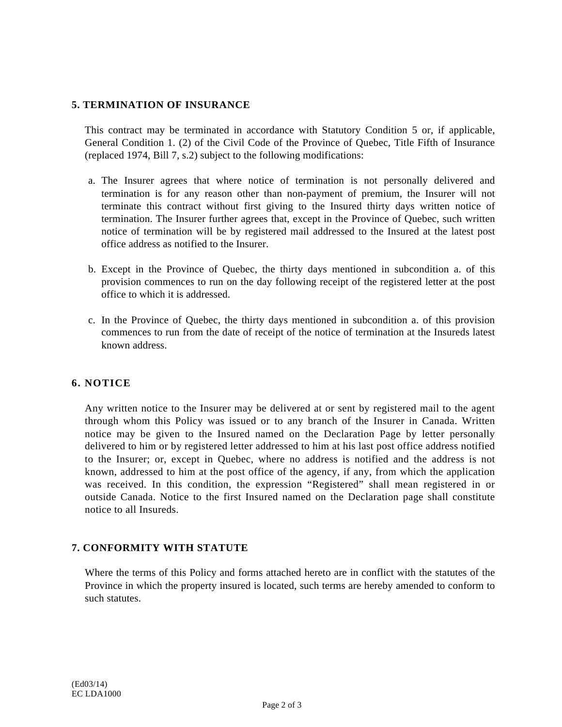## 5. TERMINATION OF INSURANCE

This contract may be terminated in accordance with Statutory Condition 5 or, if applicable, General Condition 1. (2) of the Civil Code of the Province of Quebec, Title Fifth of Insurance (replaced 1974, Bill 7, s.2) subject to the following modifications:

a. The Insurer agrees that where notice of termination is not personally delivered and termination is for any reason other than non-payment of premium, the Insurer will not terminate this contract without first giving to the Insured thirty days written notice of termination. The Insurer further agrees that, except in the Province of Quebec, such written notice of termination will be by registered mail addressed to the Insured at the latest post office address as notified to the Insurer.

b. Except in the Province of Quebec, the thirty days mentioned in subcondition a. of this provision commences to run on the day following receipt of the registered letter at the post office to which it is addressed.

c. In the Province of Quebec, the thirty days mentioned in subcondition a. of this provision commences to run from the date of receipt of the notice of termination at the Insureds latest known address.

## 6. NOTICE

Any written notice to the Insurer may be delivered at or sent by registered mail to the agent through whom this Policy was issued or to any branch of the Insurer in Canada. Written notice may be given to the Insured named on the Declaration Page by letter personally delivered to him or by registered letter addressed to him at his last post office address notified to the Insurer; or, except in Quebec, where no address is notified and the address is not known, addressed to him at the post office of the agency, if any, from which the application was received. In this condition, the expression “Registered” shall mean registered in or outside Canada. Notice to the first Insured named on the Declaration page shall constitute notice to all Insureds.

## 7. CONFORMITY WITH STATUTE

Where the terms of this Policy and forms attached hereto are in conflict with the statutes of the Province in which the property insured is located, such terms are hereby amended to conform to such statutes.

(Ed03/14)
EC LDA1000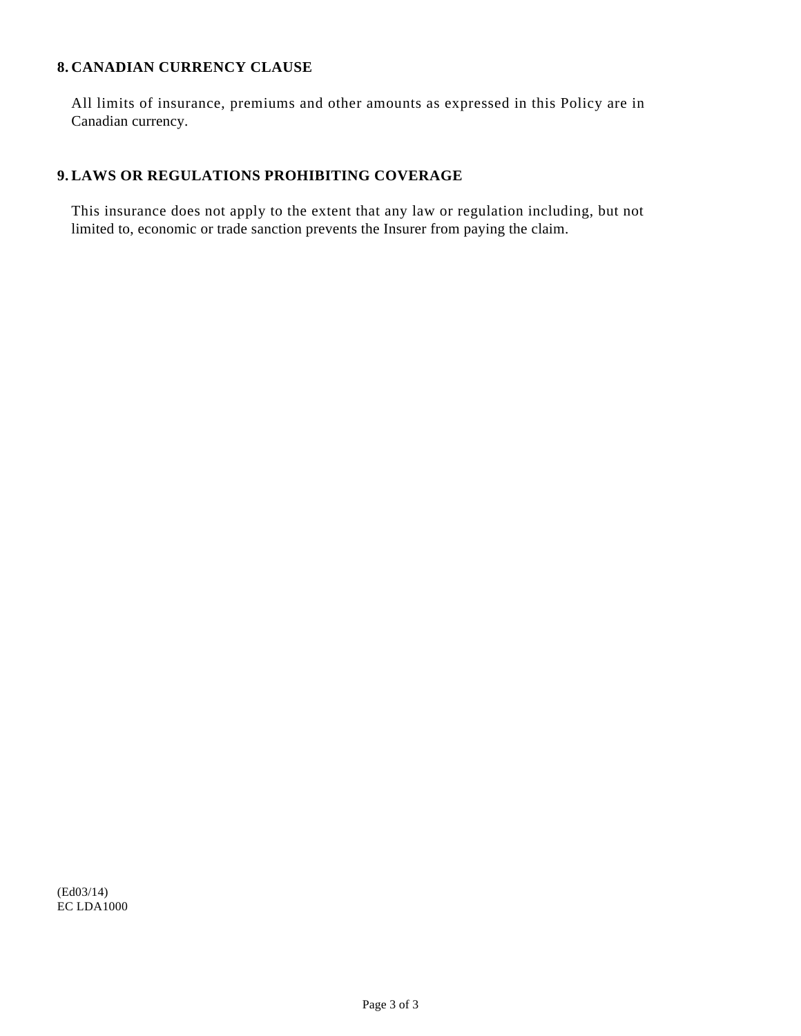## 8. CANADIAN CURRENCY CLAUSE

All limits of insurance, premiums and other amounts as expressed in this Policy are in Canadian currency.

## 9. LAWS OR REGULATIONS PROHIBITING COVERAGE

This insurance does not apply to the extent that any law or regulation including, but not limited to, economic or trade sanction prevents the Insurer from paying the claim.

(Ed03/14)
EC LDA1000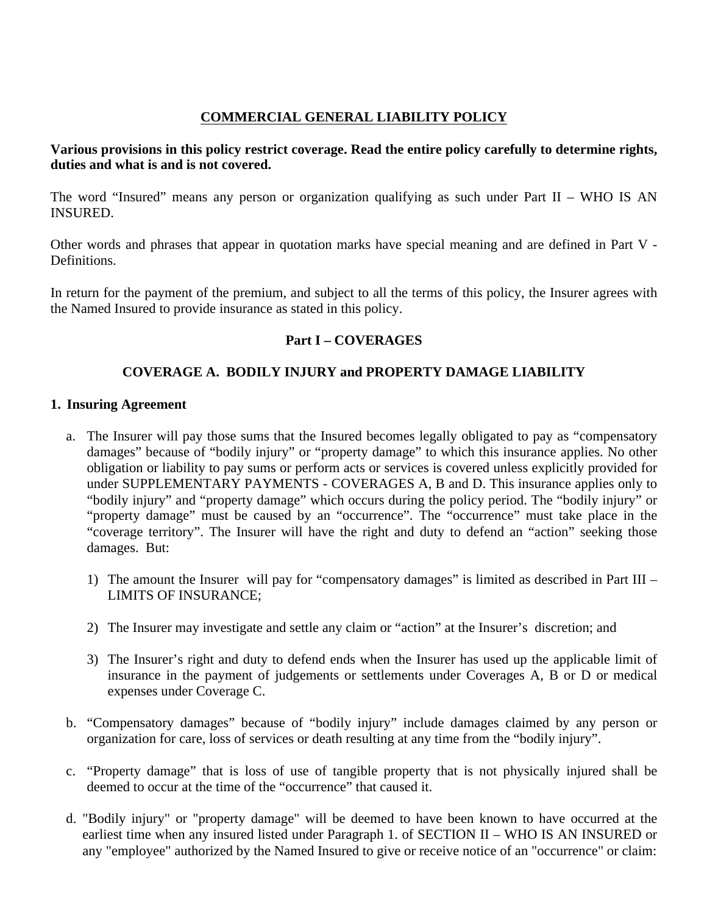# COMMERCIAL GENERAL LIABILITY POLICY

**Various provisions in this policy restrict coverage. Read the entire policy carefully to determine rights, duties and what is and is not covered.**

The word "Insured" means any person or organization qualifying as such under Part II – WHO IS AN INSURED.

Other words and phrases that appear in quotation marks have special meaning and are defined in Part V - Definitions.

In return for the payment of the premium, and subject to all the terms of this policy, the Insurer agrees with the Named Insured to provide insurance as stated in this policy.

## Part I – COVERAGES

### COVERAGE A. BODILY INJURY and PROPERTY DAMAGE LIABILITY

**1. Insuring Agreement**

a. The Insurer will pay those sums that the Insured becomes legally obligated to pay as "compensatory damages" because of "bodily injury" or "property damage" to which this insurance applies. No other obligation or liability to pay sums or perform acts or services is covered unless explicitly provided for under SUPPLEMENTARY PAYMENTS - COVERAGES A, B and D. This insurance applies only to "bodily injury" and "property damage" which occurs during the policy period. The "bodily injury" or "property damage" must be caused by an "occurrence". The "occurrence" must take place in the "coverage territory". The Insurer will have the right and duty to defend an "action" seeking those damages. But:

   1) The amount the Insurer will pay for "compensatory damages" is limited as described in Part III – LIMITS OF INSURANCE;

   2) The Insurer may investigate and settle any claim or "action" at the Insurer's discretion; and

   3) The Insurer's right and duty to defend ends when the Insurer has used up the applicable limit of insurance in the payment of judgements or settlements under Coverages A, B or D or medical expenses under Coverage C.

b. "Compensatory damages" because of "bodily injury" include damages claimed by any person or organization for care, loss of services or death resulting at any time from the "bodily injury".

c. "Property damage" that is loss of use of tangible property that is not physically injured shall be deemed to occur at the time of the "occurrence" that caused it.

d. "Bodily injury" or "property damage" will be deemed to have been known to have occurred at the earliest time when any insured listed under Paragraph 1. of SECTION II – WHO IS AN INSURED or any "employee" authorized by the Named Insured to give or receive notice of an "occurrence" or claim: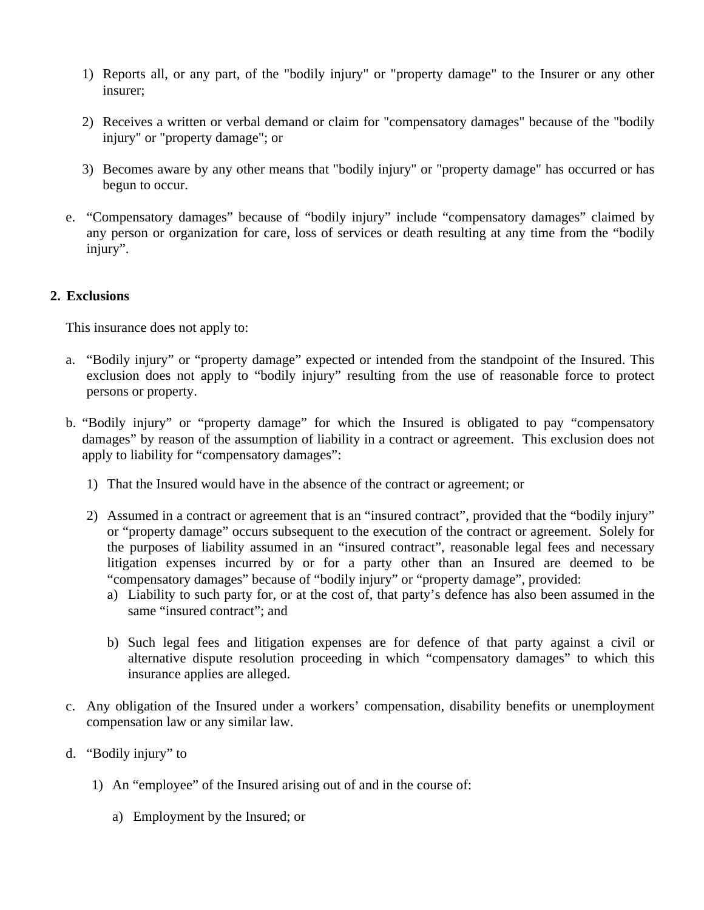1) Reports all, or any part, of the "bodily injury" or "property damage" to the Insurer or any other insurer;

2) Receives a written or verbal demand or claim for "compensatory damages" because of the "bodily injury" or "property damage"; or

3) Becomes aware by any other means that "bodily injury" or "property damage" has occurred or has begun to occur.

e. “Compensatory damages” because of “bodily injury” include “compensatory damages” claimed by any person or organization for care, loss of services or death resulting at any time from the “bodily injury”.

## 2. Exclusions

This insurance does not apply to:

a. “Bodily injury” or “property damage” expected or intended from the standpoint of the Insured. This exclusion does not apply to “bodily injury” resulting from the use of reasonable force to protect persons or property.

b. “Bodily injury” or “property damage” for which the Insured is obligated to pay “compensatory damages” by reason of the assumption of liability in a contract or agreement. This exclusion does not apply to liability for “compensatory damages”:

   1) That the Insured would have in the absence of the contract or agreement; or

   2) Assumed in a contract or agreement that is an “insured contract”, provided that the “bodily injury” or “property damage” occurs subsequent to the execution of the contract or agreement. Solely for the purposes of liability assumed in an “insured contract”, reasonable legal fees and necessary litigation expenses incurred by or for a party other than an Insured are deemed to be “compensatory damages” because of “bodily injury” or “property damage”, provided:

      a) Liability to such party for, or at the cost of, that party’s defence has also been assumed in the same “insured contract”; and

      b) Such legal fees and litigation expenses are for defence of that party against a civil or alternative dispute resolution proceeding in which “compensatory damages” to which this insurance applies are alleged.

c. Any obligation of the Insured under a workers’ compensation, disability benefits or unemployment compensation law or any similar law.

d. “Bodily injury” to

   1) An “employee” of the Insured arising out of and in the course of:

      a) Employment by the Insured; or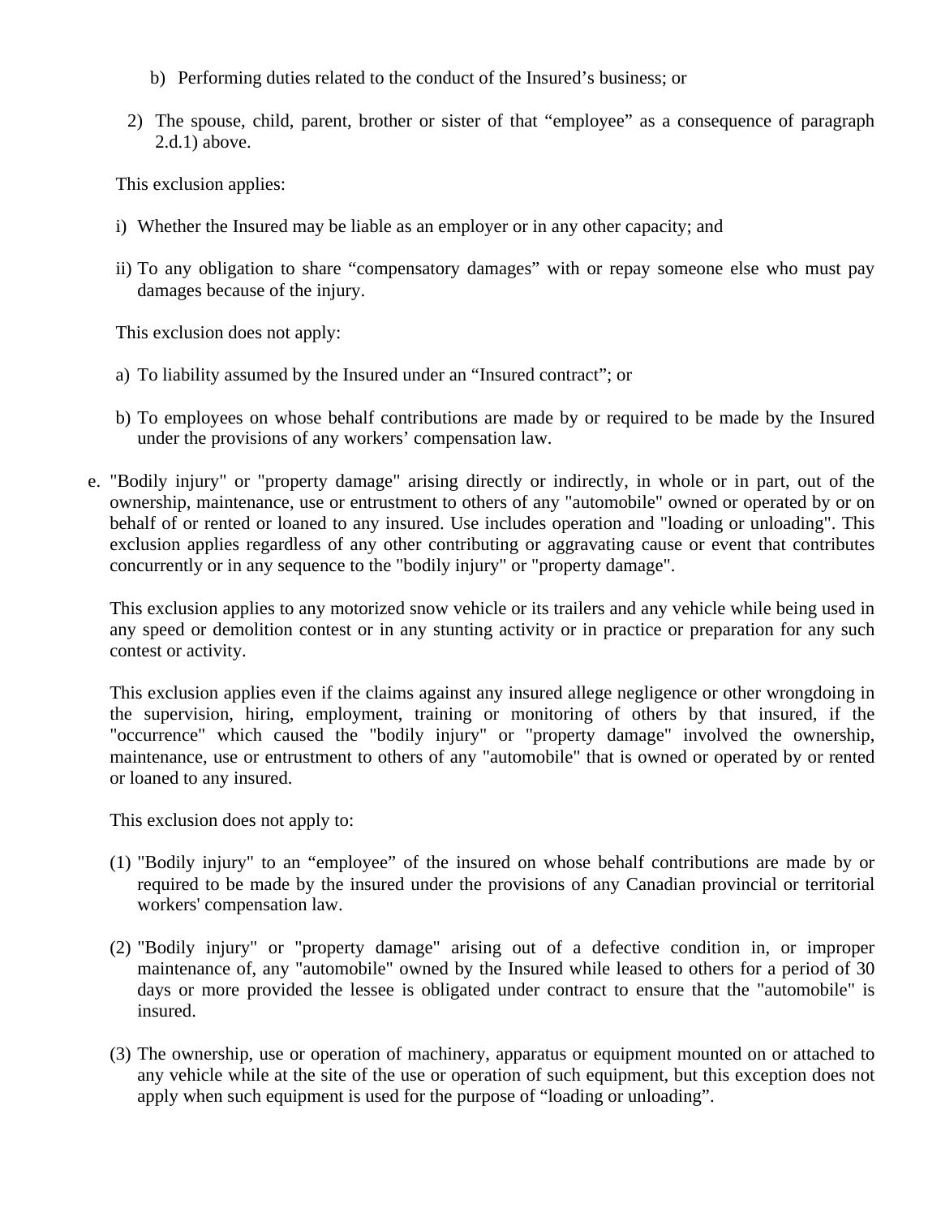b) Performing duties related to the conduct of the Insured's business; or

2) The spouse, child, parent, brother or sister of that "employee" as a consequence of paragraph 2.d.1) above.

This exclusion applies:

i) Whether the Insured may be liable as an employer or in any other capacity; and

ii) To any obligation to share "compensatory damages" with or repay someone else who must pay damages because of the injury.

This exclusion does not apply:

a) To liability assumed by the Insured under an "Insured contract"; or

b) To employees on whose behalf contributions are made by or required to be made by the Insured under the provisions of any workers' compensation law.

e. "Bodily injury" or "property damage" arising directly or indirectly, in whole or in part, out of the ownership, maintenance, use or entrustment to others of any "automobile" owned or operated by or on behalf of or rented or loaned to any insured. Use includes operation and "loading or unloading". This exclusion applies regardless of any other contributing or aggravating cause or event that contributes concurrently or in any sequence to the "bodily injury" or "property damage".

This exclusion applies to any motorized snow vehicle or its trailers and any vehicle while being used in any speed or demolition contest or in any stunting activity or in practice or preparation for any such contest or activity.

This exclusion applies even if the claims against any insured allege negligence or other wrongdoing in the supervision, hiring, employment, training or monitoring of others by that insured, if the "occurrence" which caused the "bodily injury" or "property damage" involved the ownership, maintenance, use or entrustment to others of any "automobile" that is owned or operated by or rented or loaned to any insured.

This exclusion does not apply to:

(1) "Bodily injury" to an "employee" of the insured on whose behalf contributions are made by or required to be made by the insured under the provisions of any Canadian provincial or territorial workers' compensation law.

(2) "Bodily injury" or "property damage" arising out of a defective condition in, or improper maintenance of, any "automobile" owned by the Insured while leased to others for a period of 30 days or more provided the lessee is obligated under contract to ensure that the "automobile" is insured.

(3) The ownership, use or operation of machinery, apparatus or equipment mounted on or attached to any vehicle while at the site of the use or operation of such equipment, but this exception does not apply when such equipment is used for the purpose of "loading or unloading".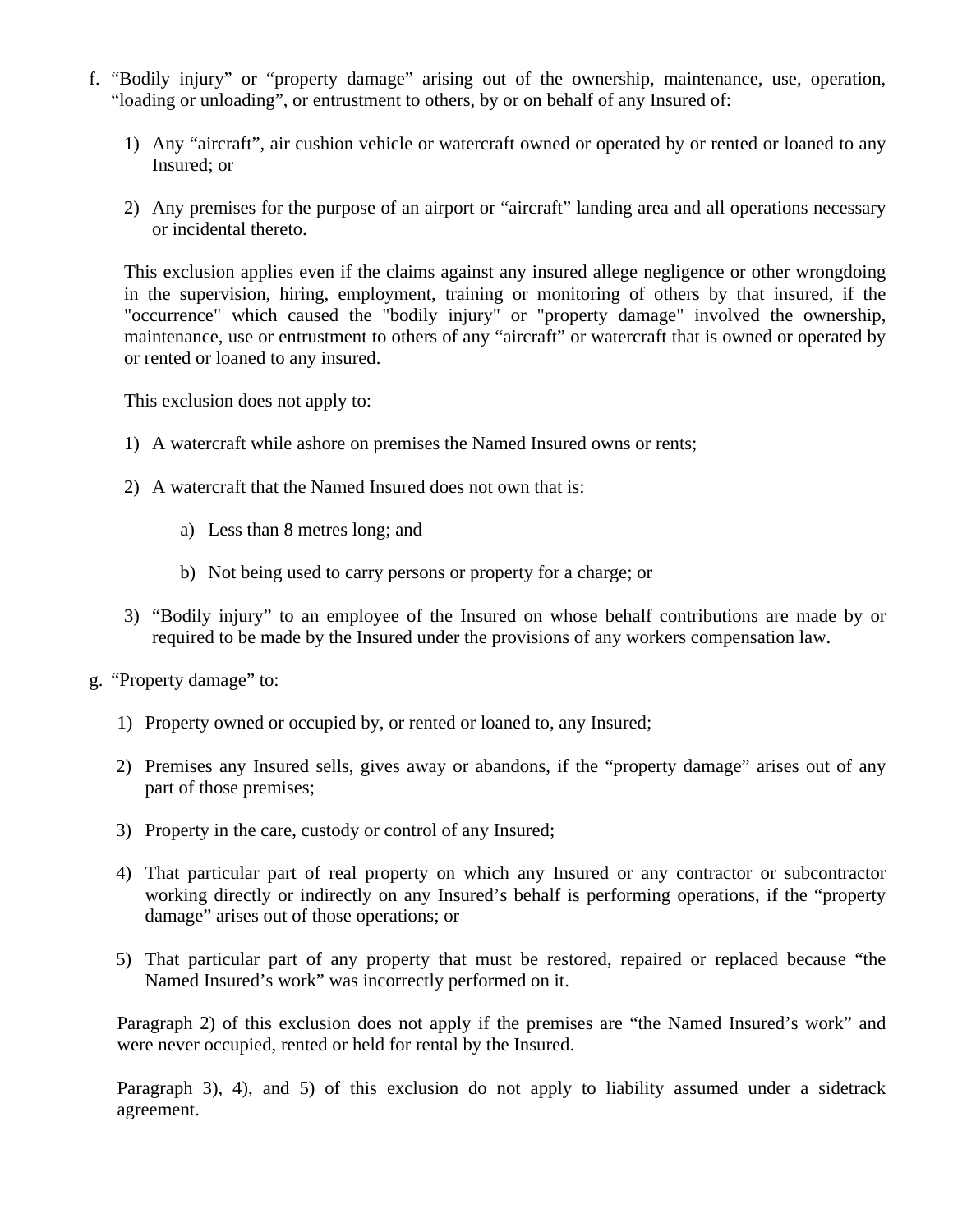f. "Bodily injury" or "property damage" arising out of the ownership, maintenance, use, operation, "loading or unloading", or entrustment to others, by or on behalf of any Insured of:

   1) Any "aircraft", air cushion vehicle or watercraft owned or operated by or rented or loaned to any Insured; or

   2) Any premises for the purpose of an airport or "aircraft" landing area and all operations necessary or incidental thereto.

   This exclusion applies even if the claims against any insured allege negligence or other wrongdoing in the supervision, hiring, employment, training or monitoring of others by that insured, if the "occurrence" which caused the "bodily injury" or "property damage" involved the ownership, maintenance, use or entrustment to others of any "aircraft" or watercraft that is owned or operated by or rented or loaned to any insured.

   This exclusion does not apply to:

   1) A watercraft while ashore on premises the Named Insured owns or rents;

   2) A watercraft that the Named Insured does not own that is:

      a) Less than 8 metres long; and

      b) Not being used to carry persons or property for a charge; or

   3) "Bodily injury" to an employee of the Insured on whose behalf contributions are made by or required to be made by the Insured under the provisions of any workers compensation law.

g. "Property damage" to:

   1) Property owned or occupied by, or rented or loaned to, any Insured;

   2) Premises any Insured sells, gives away or abandons, if the "property damage" arises out of any part of those premises;

   3) Property in the care, custody or control of any Insured;

   4) That particular part of real property on which any Insured or any contractor or subcontractor working directly or indirectly on any Insured's behalf is performing operations, if the "property damage" arises out of those operations; or

   5) That particular part of any property that must be restored, repaired or replaced because "the Named Insured's work" was incorrectly performed on it.

   Paragraph 2) of this exclusion does not apply if the premises are "the Named Insured's work" and were never occupied, rented or held for rental by the Insured.

   Paragraph 3), 4), and 5) of this exclusion do not apply to liability assumed under a sidetrack agreement.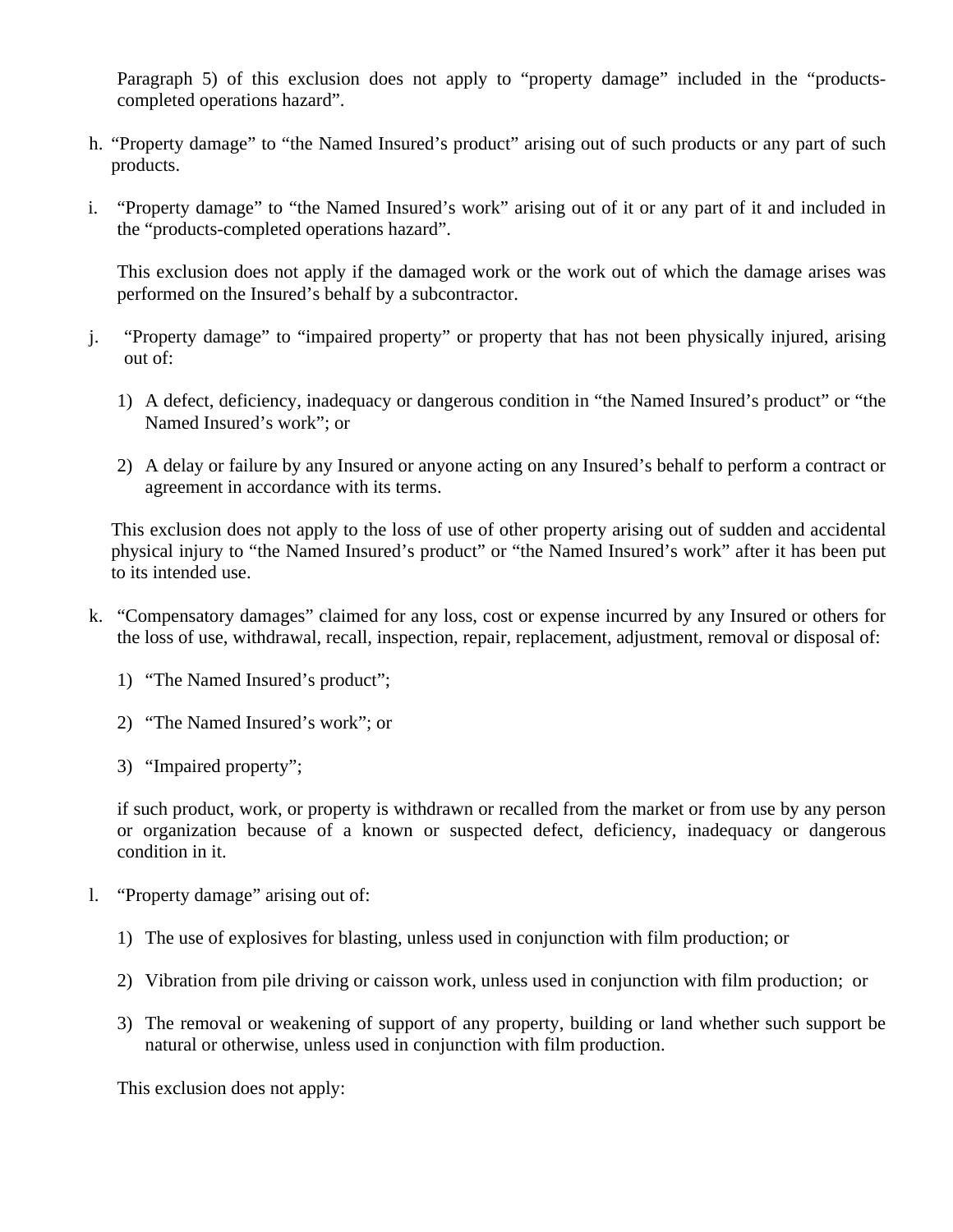Paragraph 5) of this exclusion does not apply to "property damage" included in the "products-completed operations hazard".

h. "Property damage" to "the Named Insured's product" arising out of such products or any part of such products.

i. "Property damage" to "the Named Insured's work" arising out of it or any part of it and included in the "products-completed operations hazard".

   This exclusion does not apply if the damaged work or the work out of which the damage arises was performed on the Insured's behalf by a subcontractor.

j. "Property damage" to "impaired property" or property that has not been physically injured, arising out of:

   1) A defect, deficiency, inadequacy or dangerous condition in "the Named Insured's product" or "the Named Insured's work"; or

   2) A delay or failure by any Insured or anyone acting on any Insured's behalf to perform a contract or agreement in accordance with its terms.

   This exclusion does not apply to the loss of use of other property arising out of sudden and accidental physical injury to "the Named Insured's product" or "the Named Insured's work" after it has been put to its intended use.

k. "Compensatory damages" claimed for any loss, cost or expense incurred by any Insured or others for the loss of use, withdrawal, recall, inspection, repair, replacement, adjustment, removal or disposal of:

   1) "The Named Insured's product";

   2) "The Named Insured's work"; or

   3) "Impaired property";

   if such product, work, or property is withdrawn or recalled from the market or from use by any person or organization because of a known or suspected defect, deficiency, inadequacy or dangerous condition in it.

l. "Property damage" arising out of:

   1) The use of explosives for blasting, unless used in conjunction with film production; or

   2) Vibration from pile driving or caisson work, unless used in conjunction with film production; or

   3) The removal or weakening of support of any property, building or land whether such support be natural or otherwise, unless used in conjunction with film production.

   This exclusion does not apply: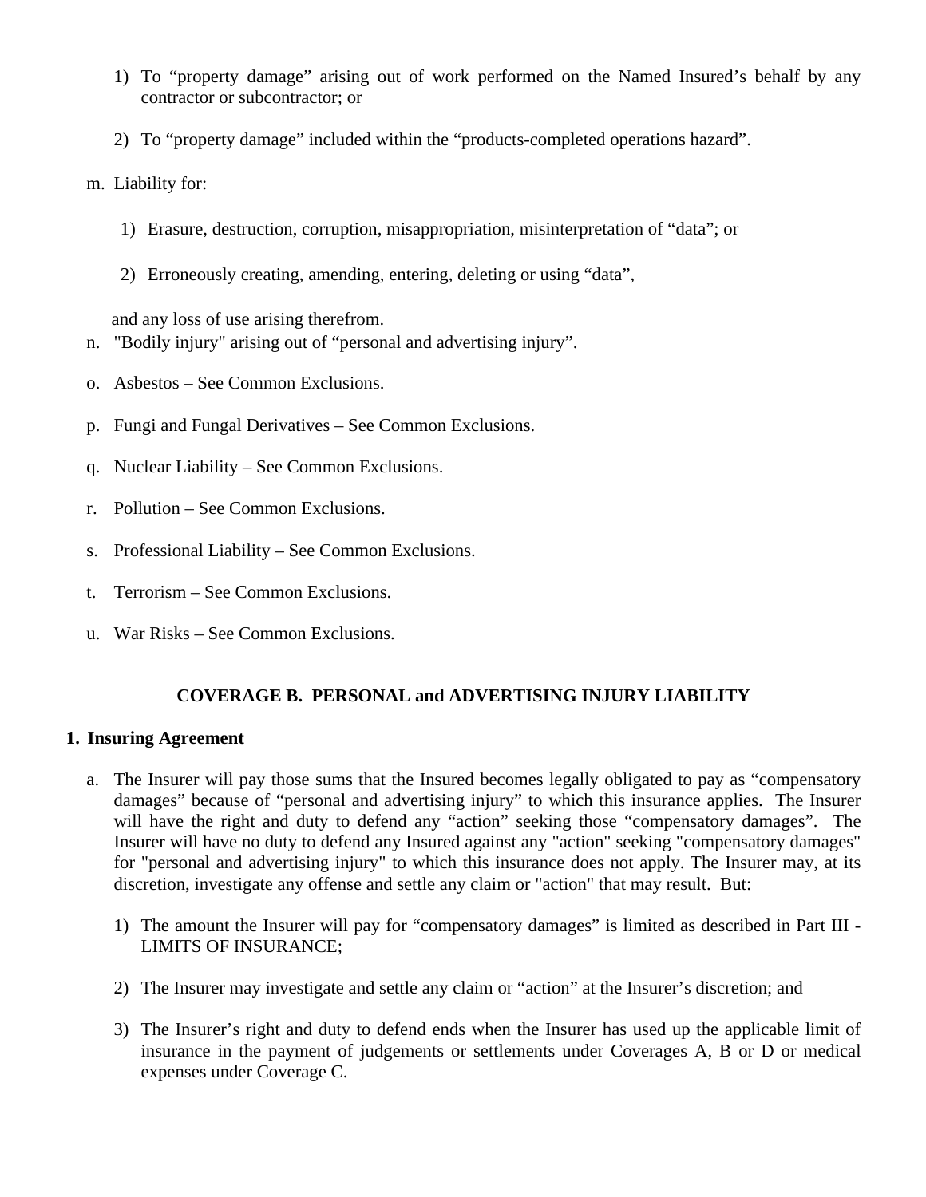1) To “property damage” arising out of work performed on the Named Insured’s behalf by any contractor or subcontractor; or

2) To “property damage” included within the “products-completed operations hazard”.

m. Liability for:

   1) Erasure, destruction, corruption, misappropriation, misinterpretation of “data”; or

   2) Erroneously creating, amending, entering, deleting or using “data”,

   and any loss of use arising therefrom.

n. "Bodily injury" arising out of “personal and advertising injury”.

o. Asbestos – See Common Exclusions.

p. Fungi and Fungal Derivatives – See Common Exclusions.

q. Nuclear Liability – See Common Exclusions.

r. Pollution – See Common Exclusions.

s. Professional Liability – See Common Exclusions.

t. Terrorism – See Common Exclusions.

u. War Risks – See Common Exclusions.

## COVERAGE B. PERSONAL and ADVERTISING INJURY LIABILITY

**1. Insuring Agreement**

a. The Insurer will pay those sums that the Insured becomes legally obligated to pay as “compensatory damages” because of “personal and advertising injury” to which this insurance applies. The Insurer will have the right and duty to defend any “action” seeking those “compensatory damages”. The Insurer will have no duty to defend any Insured against any "action" seeking "compensatory damages" for "personal and advertising injury" to which this insurance does not apply. The Insurer may, at its discretion, investigate any offense and settle any claim or "action" that may result. But:

   1) The amount the Insurer will pay for “compensatory damages” is limited as described in Part III - LIMITS OF INSURANCE;

   2) The Insurer may investigate and settle any claim or “action” at the Insurer’s discretion; and

   3) The Insurer’s right and duty to defend ends when the Insurer has used up the applicable limit of insurance in the payment of judgements or settlements under Coverages A, B or D or medical expenses under Coverage C.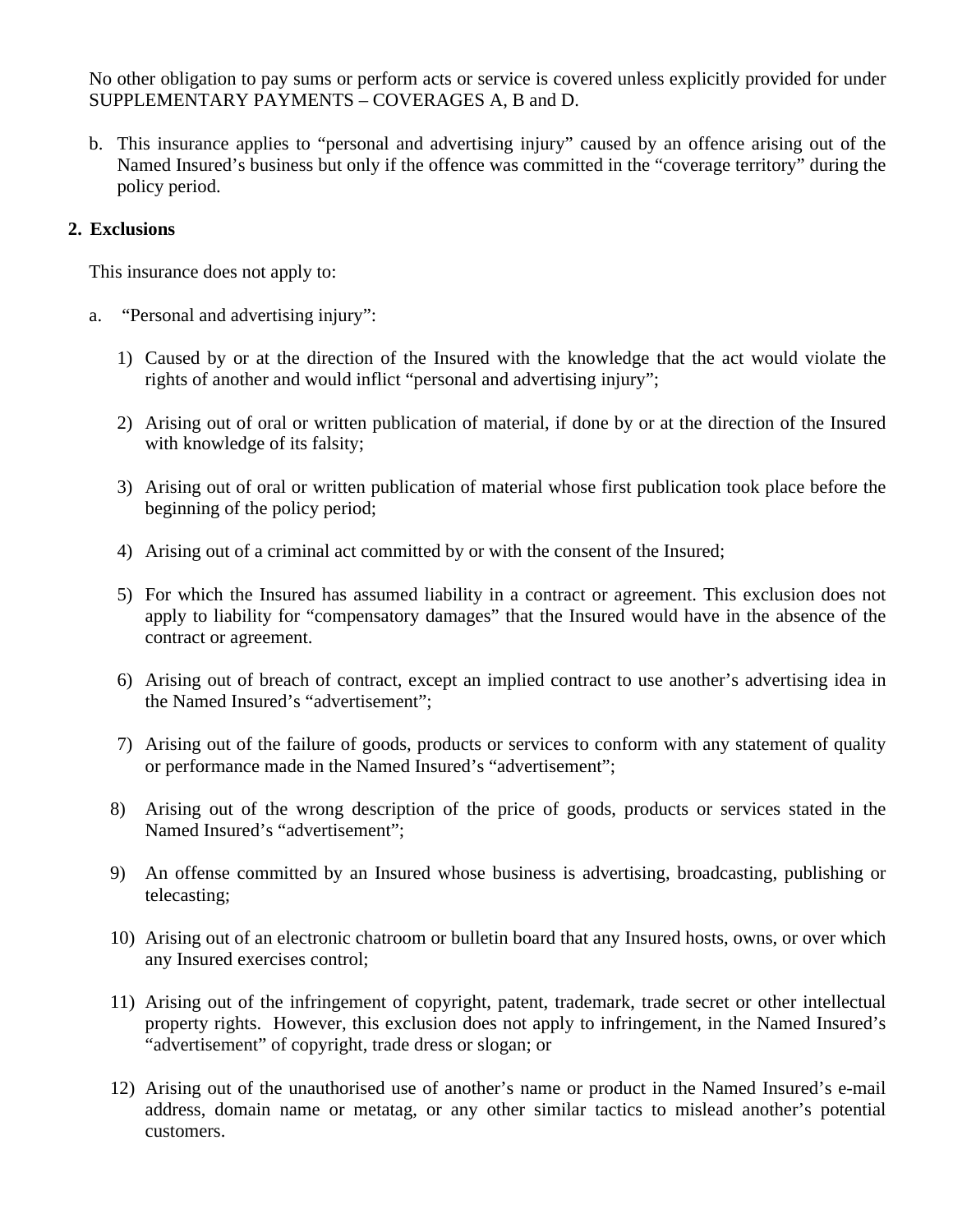No other obligation to pay sums or perform acts or service is covered unless explicitly provided for under SUPPLEMENTARY PAYMENTS – COVERAGES A, B and D.

b. This insurance applies to "personal and advertising injury" caused by an offence arising out of the Named Insured's business but only if the offence was committed in the "coverage territory" during the policy period.

**2. Exclusions**

This insurance does not apply to:

a. "Personal and advertising injury":

1) Caused by or at the direction of the Insured with the knowledge that the act would violate the rights of another and would inflict "personal and advertising injury";

2) Arising out of oral or written publication of material, if done by or at the direction of the Insured with knowledge of its falsity;

3) Arising out of oral or written publication of material whose first publication took place before the beginning of the policy period;

4) Arising out of a criminal act committed by or with the consent of the Insured;

5) For which the Insured has assumed liability in a contract or agreement. This exclusion does not apply to liability for "compensatory damages" that the Insured would have in the absence of the contract or agreement.

6) Arising out of breach of contract, except an implied contract to use another's advertising idea in the Named Insured's "advertisement";

7) Arising out of the failure of goods, products or services to conform with any statement of quality or performance made in the Named Insured's "advertisement";

8) Arising out of the wrong description of the price of goods, products or services stated in the Named Insured's "advertisement";

9) An offense committed by an Insured whose business is advertising, broadcasting, publishing or telecasting;

10) Arising out of an electronic chatroom or bulletin board that any Insured hosts, owns, or over which any Insured exercises control;

11) Arising out of the infringement of copyright, patent, trademark, trade secret or other intellectual property rights. However, this exclusion does not apply to infringement, in the Named Insured's "advertisement" of copyright, trade dress or slogan; or

12) Arising out of the unauthorised use of another's name or product in the Named Insured's e-mail address, domain name or metatag, or any other similar tactics to mislead another's potential customers.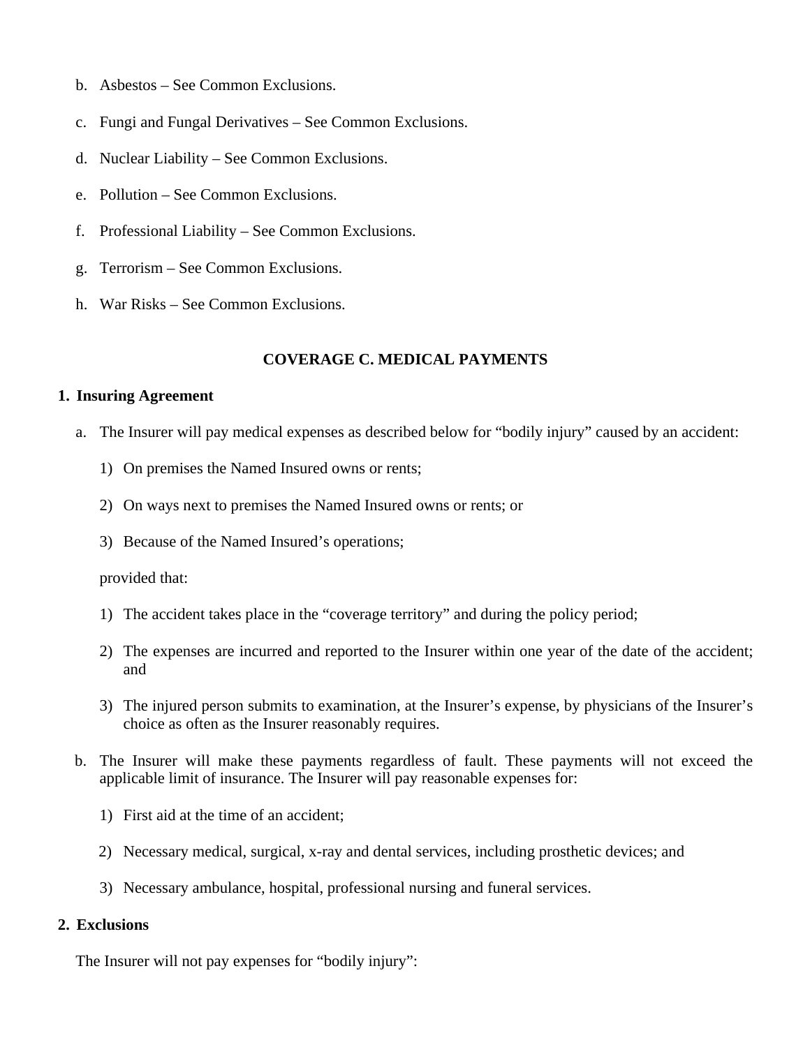b. Asbestos – See Common Exclusions.

c. Fungi and Fungal Derivatives – See Common Exclusions.

d. Nuclear Liability – See Common Exclusions.

e. Pollution – See Common Exclusions.

f. Professional Liability – See Common Exclusions.

g. Terrorism – See Common Exclusions.

h. War Risks – See Common Exclusions.

## COVERAGE C. MEDICAL PAYMENTS

**1. Insuring Agreement**

a. The Insurer will pay medical expenses as described below for "bodily injury" caused by an accident:

   1) On premises the Named Insured owns or rents;

   2) On ways next to premises the Named Insured owns or rents; or

   3) Because of the Named Insured's operations;

   provided that:

   1) The accident takes place in the "coverage territory" and during the policy period;

   2) The expenses are incurred and reported to the Insurer within one year of the date of the accident; and

   3) The injured person submits to examination, at the Insurer's expense, by physicians of the Insurer's choice as often as the Insurer reasonably requires.

b. The Insurer will make these payments regardless of fault. These payments will not exceed the applicable limit of insurance. The Insurer will pay reasonable expenses for:

   1) First aid at the time of an accident;

   2) Necessary medical, surgical, x-ray and dental services, including prosthetic devices; and

   3) Necessary ambulance, hospital, professional nursing and funeral services.

**2. Exclusions**

The Insurer will not pay expenses for "bodily injury":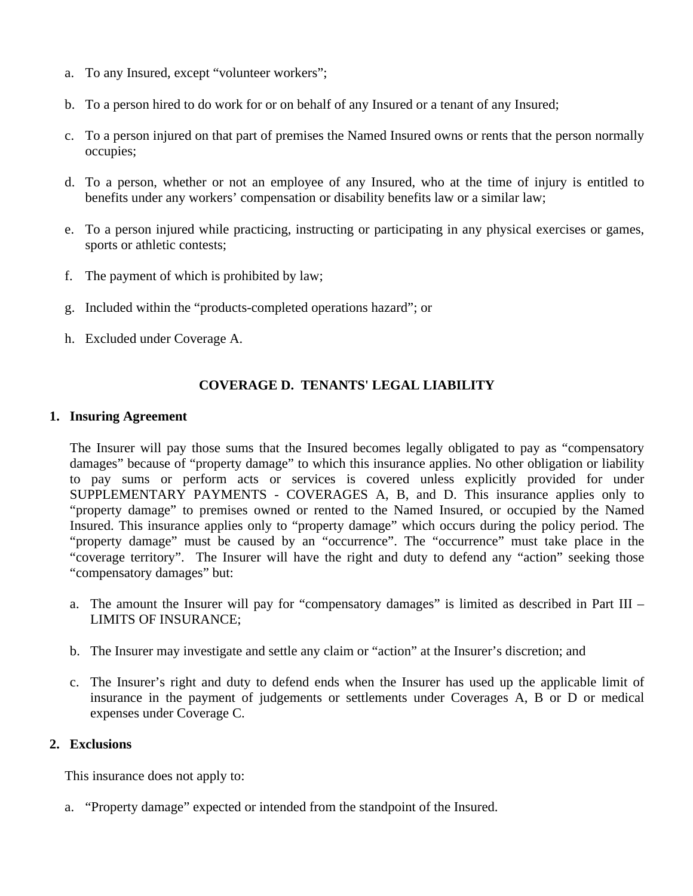a. To any Insured, except "volunteer workers";

b. To a person hired to do work for or on behalf of any Insured or a tenant of any Insured;

c. To a person injured on that part of premises the Named Insured owns or rents that the person normally occupies;

d. To a person, whether or not an employee of any Insured, who at the time of injury is entitled to benefits under any workers' compensation or disability benefits law or a similar law;

e. To a person injured while practicing, instructing or participating in any physical exercises or games, sports or athletic contests;

f. The payment of which is prohibited by law;

g. Included within the "products-completed operations hazard"; or

h. Excluded under Coverage A.

## COVERAGE D. TENANTS' LEGAL LIABILITY

**1. Insuring Agreement**

The Insurer will pay those sums that the Insured becomes legally obligated to pay as "compensatory damages" because of "property damage" to which this insurance applies. No other obligation or liability to pay sums or perform acts or services is covered unless explicitly provided for under SUPPLEMENTARY PAYMENTS - COVERAGES A, B, and D. This insurance applies only to "property damage" to premises owned or rented to the Named Insured, or occupied by the Named Insured. This insurance applies only to "property damage" which occurs during the policy period. The "property damage" must be caused by an "occurrence". The "occurrence" must take place in the "coverage territory". The Insurer will have the right and duty to defend any "action" seeking those "compensatory damages" but:

a. The amount the Insurer will pay for "compensatory damages" is limited as described in Part III – LIMITS OF INSURANCE;

b. The Insurer may investigate and settle any claim or "action" at the Insurer's discretion; and

c. The Insurer's right and duty to defend ends when the Insurer has used up the applicable limit of insurance in the payment of judgements or settlements under Coverages A, B or D or medical expenses under Coverage C.

**2. Exclusions**

This insurance does not apply to:

a. "Property damage" expected or intended from the standpoint of the Insured.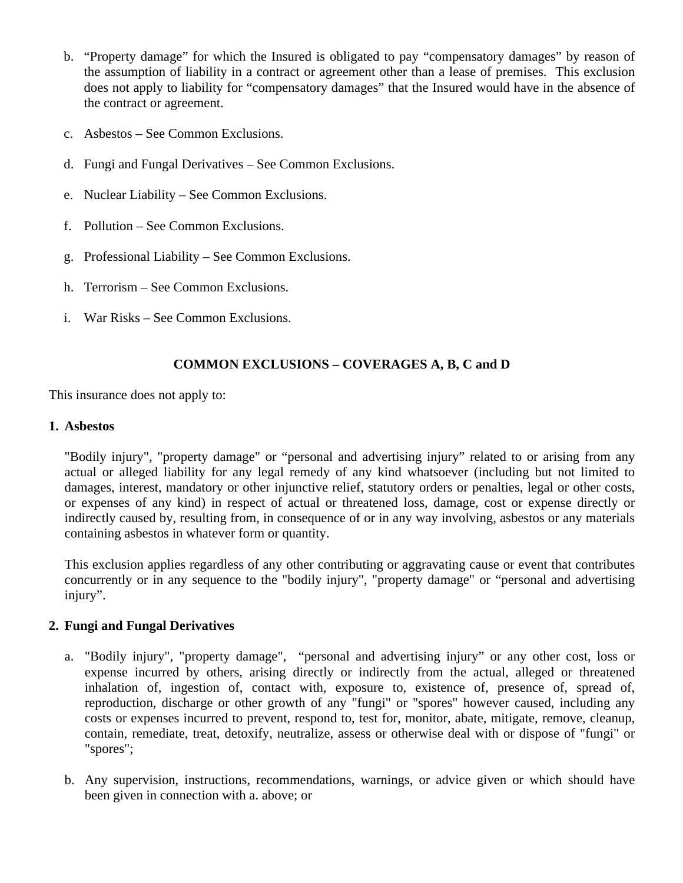b. “Property damage” for which the Insured is obligated to pay “compensatory damages” by reason of the assumption of liability in a contract or agreement other than a lease of premises. This exclusion does not apply to liability for “compensatory damages” that the Insured would have in the absence of the contract or agreement.

c. Asbestos – See Common Exclusions.

d. Fungi and Fungal Derivatives – See Common Exclusions.

e. Nuclear Liability – See Common Exclusions.

f. Pollution – See Common Exclusions.

g. Professional Liability – See Common Exclusions.

h. Terrorism – See Common Exclusions.

i. War Risks – See Common Exclusions.

**COMMON EXCLUSIONS – COVERAGES A, B, C and D**

This insurance does not apply to:

**1. Asbestos**

"Bodily injury", "property damage" or “personal and advertising injury” related to or arising from any actual or alleged liability for any legal remedy of any kind whatsoever (including but not limited to damages, interest, mandatory or other injunctive relief, statutory orders or penalties, legal or other costs, or expenses of any kind) in respect of actual or threatened loss, damage, cost or expense directly or indirectly caused by, resulting from, in consequence of or in any way involving, asbestos or any materials containing asbestos in whatever form or quantity.

This exclusion applies regardless of any other contributing or aggravating cause or event that contributes concurrently or in any sequence to the "bodily injury", "property damage" or “personal and advertising injury”.

**2. Fungi and Fungal Derivatives**

a. "Bodily injury", "property damage", “personal and advertising injury” or any other cost, loss or expense incurred by others, arising directly or indirectly from the actual, alleged or threatened inhalation of, ingestion of, contact with, exposure to, existence of, presence of, spread of, reproduction, discharge or other growth of any "fungi" or "spores" however caused, including any costs or expenses incurred to prevent, respond to, test for, monitor, abate, mitigate, remove, cleanup, contain, remediate, treat, detoxify, neutralize, assess or otherwise deal with or dispose of "fungi" or "spores";

b. Any supervision, instructions, recommendations, warnings, or advice given or which should have been given in connection with a. above; or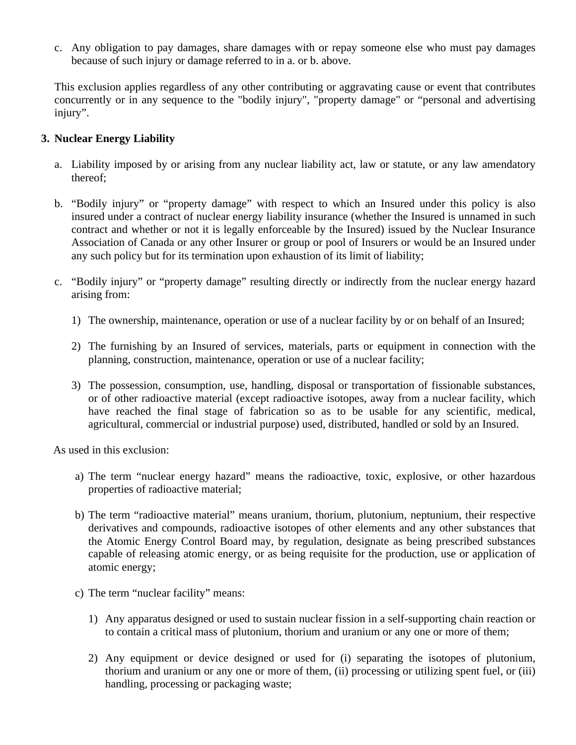c. Any obligation to pay damages, share damages with or repay someone else who must pay damages because of such injury or damage referred to in a. or b. above.

This exclusion applies regardless of any other contributing or aggravating cause or event that contributes concurrently or in any sequence to the "bodily injury", "property damage" or "personal and advertising injury".

**3. Nuclear Energy Liability**

a. Liability imposed by or arising from any nuclear liability act, law or statute, or any law amendatory thereof;

b. "Bodily injury" or "property damage" with respect to which an Insured under this policy is also insured under a contract of nuclear energy liability insurance (whether the Insured is unnamed in such contract and whether or not it is legally enforceable by the Insured) issued by the Nuclear Insurance Association of Canada or any other Insurer or group or pool of Insurers or would be an Insured under any such policy but for its termination upon exhaustion of its limit of liability;

c. "Bodily injury" or "property damage" resulting directly or indirectly from the nuclear energy hazard arising from:

   1) The ownership, maintenance, operation or use of a nuclear facility by or on behalf of an Insured;

   2) The furnishing by an Insured of services, materials, parts or equipment in connection with the planning, construction, maintenance, operation or use of a nuclear facility;

   3) The possession, consumption, use, handling, disposal or transportation of fissionable substances, or of other radioactive material (except radioactive isotopes, away from a nuclear facility, which have reached the final stage of fabrication so as to be usable for any scientific, medical, agricultural, commercial or industrial purpose) used, distributed, handled or sold by an Insured.

As used in this exclusion:

a) The term "nuclear energy hazard" means the radioactive, toxic, explosive, or other hazardous properties of radioactive material;

b) The term "radioactive material" means uranium, thorium, plutonium, neptunium, their respective derivatives and compounds, radioactive isotopes of other elements and any other substances that the Atomic Energy Control Board may, by regulation, designate as being prescribed substances capable of releasing atomic energy, or as being requisite for the production, use or application of atomic energy;

c) The term "nuclear facility" means:

   1) Any apparatus designed or used to sustain nuclear fission in a self-supporting chain reaction or to contain a critical mass of plutonium, thorium and uranium or any one or more of them;

   2) Any equipment or device designed or used for (i) separating the isotopes of plutonium, thorium and uranium or any one or more of them, (ii) processing or utilizing spent fuel, or (iii) handling, processing or packaging waste;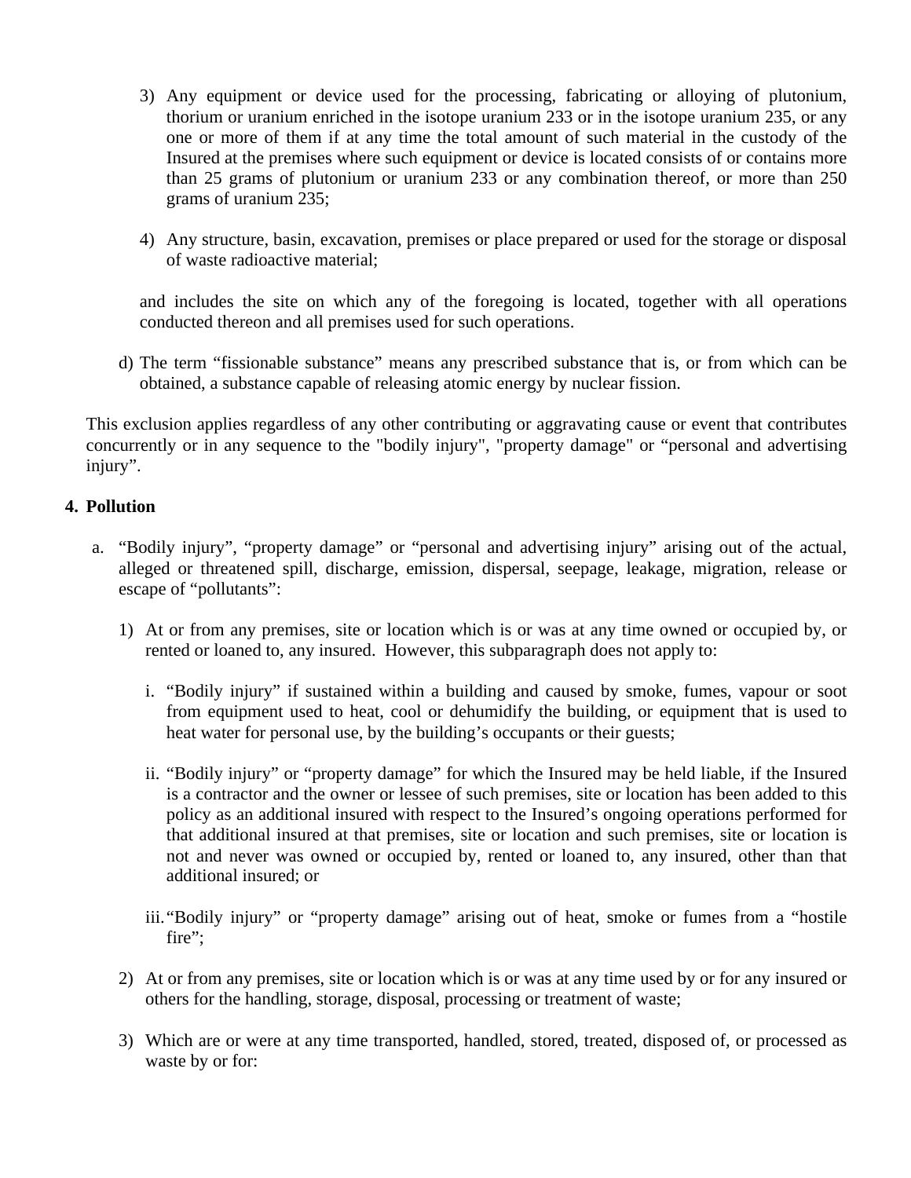3) Any equipment or device used for the processing, fabricating or alloying of plutonium, thorium or uranium enriched in the isotope uranium 233 or in the isotope uranium 235, or any one or more of them if at any time the total amount of such material in the custody of the Insured at the premises where such equipment or device is located consists of or contains more than 25 grams of plutonium or uranium 233 or any combination thereof, or more than 250 grams of uranium 235;

4) Any structure, basin, excavation, premises or place prepared or used for the storage or disposal of waste radioactive material;

and includes the site on which any of the foregoing is located, together with all operations conducted thereon and all premises used for such operations.

d) The term "fissionable substance" means any prescribed substance that is, or from which can be obtained, a substance capable of releasing atomic energy by nuclear fission.

This exclusion applies regardless of any other contributing or aggravating cause or event that contributes concurrently or in any sequence to the "bodily injury", "property damage" or "personal and advertising injury".

**4. Pollution**

a. "Bodily injury", "property damage" or "personal and advertising injury" arising out of the actual, alleged or threatened spill, discharge, emission, dispersal, seepage, leakage, migration, release or escape of "pollutants":

1) At or from any premises, site or location which is or was at any time owned or occupied by, or rented or loaned to, any insured. However, this subparagraph does not apply to:

i. "Bodily injury" if sustained within a building and caused by smoke, fumes, vapour or soot from equipment used to heat, cool or dehumidify the building, or equipment that is used to heat water for personal use, by the building's occupants or their guests;

ii. "Bodily injury" or "property damage" for which the Insured may be held liable, if the Insured is a contractor and the owner or lessee of such premises, site or location has been added to this policy as an additional insured with respect to the Insured's ongoing operations performed for that additional insured at that premises, site or location and such premises, site or location is not and never was owned or occupied by, rented or loaned to, any insured, other than that additional insured; or

iii. "Bodily injury" or "property damage" arising out of heat, smoke or fumes from a "hostile fire";

2) At or from any premises, site or location which is or was at any time used by or for any insured or others for the handling, storage, disposal, processing or treatment of waste;

3) Which are or were at any time transported, handled, stored, treated, disposed of, or processed as waste by or for: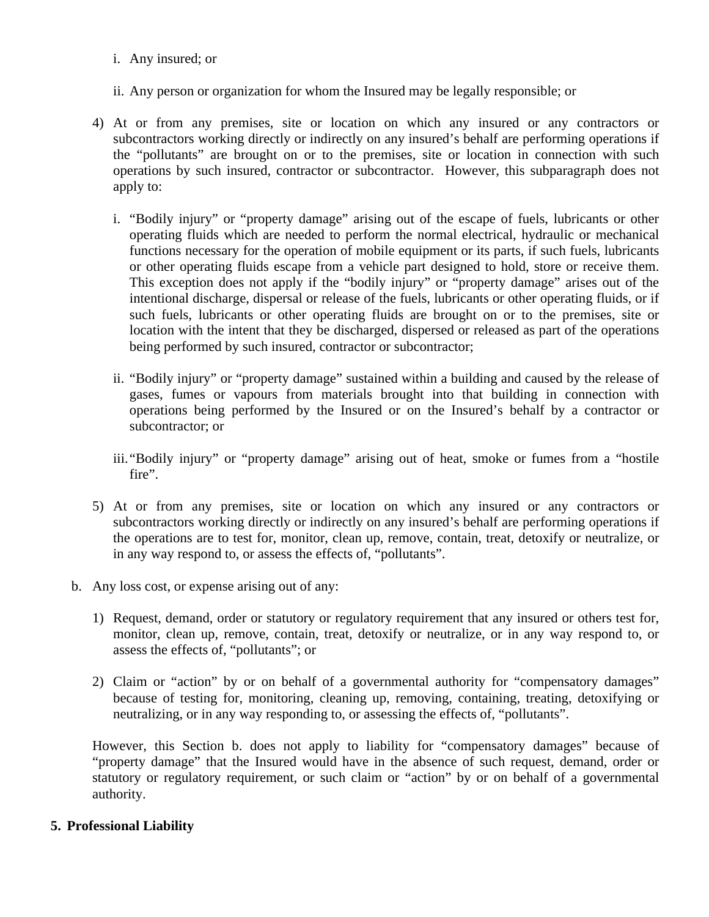i. Any insured; or

   ii. Any person or organization for whom the Insured may be legally responsible; or

4) At or from any premises, site or location on which any insured or any contractors or subcontractors working directly or indirectly on any insured's behalf are performing operations if the "pollutants" are brought on or to the premises, site or location in connection with such operations by such insured, contractor or subcontractor. However, this subparagraph does not apply to:

   i. "Bodily injury" or "property damage" arising out of the escape of fuels, lubricants or other operating fluids which are needed to perform the normal electrical, hydraulic or mechanical functions necessary for the operation of mobile equipment or its parts, if such fuels, lubricants or other operating fluids escape from a vehicle part designed to hold, store or receive them. This exception does not apply if the "bodily injury" or "property damage" arises out of the intentional discharge, dispersal or release of the fuels, lubricants or other operating fluids, or if such fuels, lubricants or other operating fluids are brought on or to the premises, site or location with the intent that they be discharged, dispersed or released as part of the operations being performed by such insured, contractor or subcontractor;

   ii. "Bodily injury" or "property damage" sustained within a building and caused by the release of gases, fumes or vapours from materials brought into that building in connection with operations being performed by the Insured or on the Insured's behalf by a contractor or subcontractor; or

   iii. "Bodily injury" or "property damage" arising out of heat, smoke or fumes from a "hostile fire".

5) At or from any premises, site or location on which any insured or any contractors or subcontractors working directly or indirectly on any insured's behalf are performing operations if the operations are to test for, monitor, clean up, remove, contain, treat, detoxify or neutralize, or in any way respond to, or assess the effects of, "pollutants".

b. Any loss cost, or expense arising out of any:

   1) Request, demand, order or statutory or regulatory requirement that any insured or others test for, monitor, clean up, remove, contain, treat, detoxify or neutralize, or in any way respond to, or assess the effects of, "pollutants"; or

   2) Claim or "action" by or on behalf of a governmental authority for "compensatory damages" because of testing for, monitoring, cleaning up, removing, containing, treating, detoxifying or neutralizing, or in any way responding to, or assessing the effects of, "pollutants".

   However, this Section b. does not apply to liability for "compensatory damages" because of "property damage" that the Insured would have in the absence of such request, demand, order or statutory or regulatory requirement, or such claim or "action" by or on behalf of a governmental authority.

**5. Professional Liability**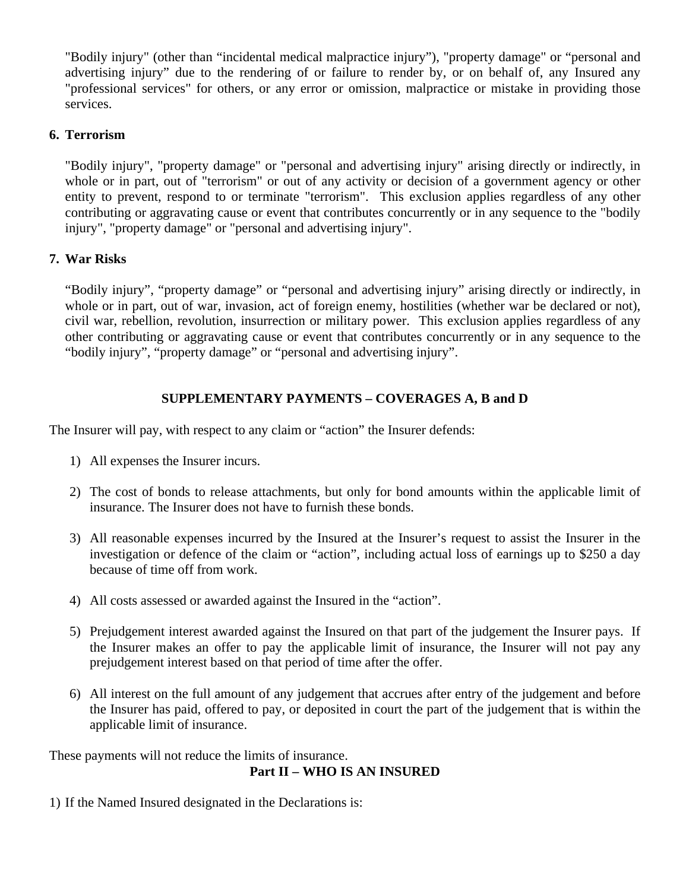"Bodily injury" (other than “incidental medical malpractice injury”), "property damage" or “personal and advertising injury” due to the rendering of or failure to render by, or on behalf of, any Insured any "professional services" for others, or any error or omission, malpractice or mistake in providing those services.

**6. Terrorism**

"Bodily injury", "property damage" or "personal and advertising injury" arising directly or indirectly, in whole or in part, out of "terrorism" or out of any activity or decision of a government agency or other entity to prevent, respond to or terminate "terrorism". This exclusion applies regardless of any other contributing or aggravating cause or event that contributes concurrently or in any sequence to the "bodily injury", "property damage" or "personal and advertising injury".

**7. War Risks**

“Bodily injury”, “property damage” or “personal and advertising injury” arising directly or indirectly, in whole or in part, out of war, invasion, act of foreign enemy, hostilities (whether war be declared or not), civil war, rebellion, revolution, insurrection or military power. This exclusion applies regardless of any other contributing or aggravating cause or event that contributes concurrently or in any sequence to the “bodily injury”, “property damage” or “personal and advertising injury”.

## SUPPLEMENTARY PAYMENTS – COVERAGES A, B and D

The Insurer will pay, with respect to any claim or “action” the Insurer defends:

1) All expenses the Insurer incurs.

2) The cost of bonds to release attachments, but only for bond amounts within the applicable limit of insurance. The Insurer does not have to furnish these bonds.

3) All reasonable expenses incurred by the Insured at the Insurer’s request to assist the Insurer in the investigation or defence of the claim or “action”, including actual loss of earnings up to $250 a day because of time off from work.

4) All costs assessed or awarded against the Insured in the “action”.

5) Prejudgement interest awarded against the Insured on that part of the judgement the Insurer pays. If the Insurer makes an offer to pay the applicable limit of insurance, the Insurer will not pay any prejudgement interest based on that period of time after the offer.

6) All interest on the full amount of any judgement that accrues after entry of the judgement and before the Insurer has paid, offered to pay, or deposited in court the part of the judgement that is within the applicable limit of insurance.

These payments will not reduce the limits of insurance.

## Part II – WHO IS AN INSURED

1) If the Named Insured designated in the Declarations is: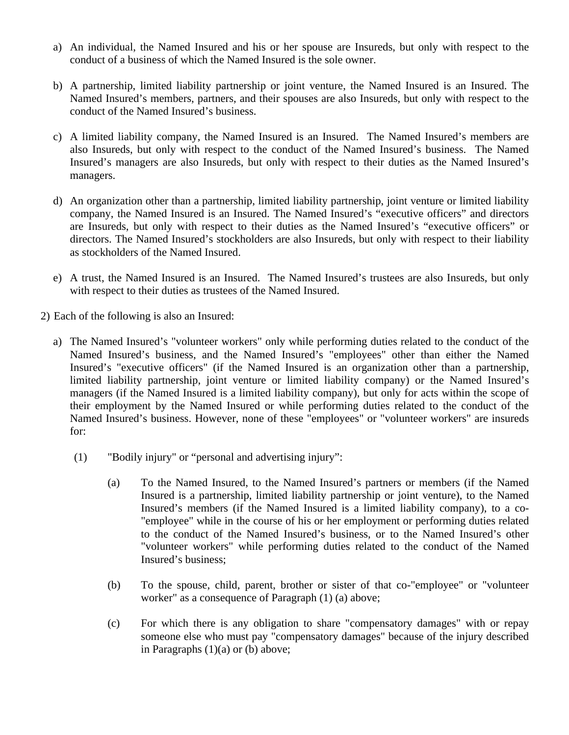a) An individual, the Named Insured and his or her spouse are Insureds, but only with respect to the conduct of a business of which the Named Insured is the sole owner.

b) A partnership, limited liability partnership or joint venture, the Named Insured is an Insured. The Named Insured's members, partners, and their spouses are also Insureds, but only with respect to the conduct of the Named Insured's business.

c) A limited liability company, the Named Insured is an Insured. The Named Insured's members are also Insureds, but only with respect to the conduct of the Named Insured's business. The Named Insured's managers are also Insureds, but only with respect to their duties as the Named Insured's managers.

d) An organization other than a partnership, limited liability partnership, joint venture or limited liability company, the Named Insured is an Insured. The Named Insured's "executive officers" and directors are Insureds, but only with respect to their duties as the Named Insured's "executive officers" or directors. The Named Insured's stockholders are also Insureds, but only with respect to their liability as stockholders of the Named Insured.

e) A trust, the Named Insured is an Insured. The Named Insured's trustees are also Insureds, but only with respect to their duties as trustees of the Named Insured.

2) Each of the following is also an Insured:

a) The Named Insured's "volunteer workers" only while performing duties related to the conduct of the Named Insured's business, and the Named Insured's "employees" other than either the Named Insured's "executive officers" (if the Named Insured is an organization other than a partnership, limited liability partnership, joint venture or limited liability company) or the Named Insured's managers (if the Named Insured is a limited liability company), but only for acts within the scope of their employment by the Named Insured or while performing duties related to the conduct of the Named Insured's business. However, none of these "employees" or "volunteer workers" are insureds for:

(1) "Bodily injury" or "personal and advertising injury":

(a) To the Named Insured, to the Named Insured's partners or members (if the Named Insured is a partnership, limited liability partnership or joint venture), to the Named Insured's members (if the Named Insured is a limited liability company), to a co-"employee" while in the course of his or her employment or performing duties related to the conduct of the Named Insured's business, or to the Named Insured's other "volunteer workers" while performing duties related to the conduct of the Named Insured's business;

(b) To the spouse, child, parent, brother or sister of that co-"employee" or "volunteer worker" as a consequence of Paragraph (1) (a) above;

(c) For which there is any obligation to share "compensatory damages" with or repay someone else who must pay "compensatory damages" because of the injury described in Paragraphs (1)(a) or (b) above;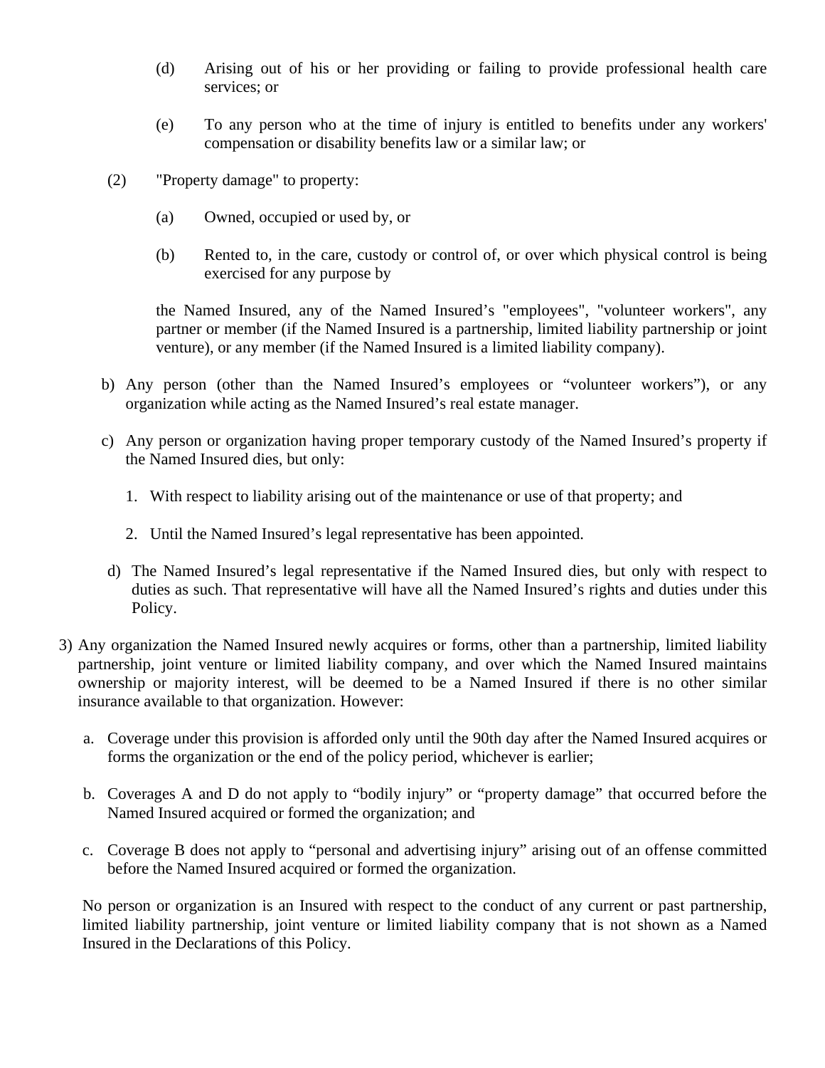(d) Arising out of his or her providing or failing to provide professional health care services; or

(e) To any person who at the time of injury is entitled to benefits under any workers' compensation or disability benefits law or a similar law; or

(2) "Property damage" to property:

(a) Owned, occupied or used by, or

(b) Rented to, in the care, custody or control of, or over which physical control is being exercised for any purpose by

the Named Insured, any of the Named Insured's "employees", "volunteer workers", any partner or member (if the Named Insured is a partnership, limited liability partnership or joint venture), or any member (if the Named Insured is a limited liability company).

b) Any person (other than the Named Insured's employees or "volunteer workers"), or any organization while acting as the Named Insured's real estate manager.

c) Any person or organization having proper temporary custody of the Named Insured's property if the Named Insured dies, but only:

1. With respect to liability arising out of the maintenance or use of that property; and

2. Until the Named Insured's legal representative has been appointed.

d) The Named Insured's legal representative if the Named Insured dies, but only with respect to duties as such. That representative will have all the Named Insured's rights and duties under this Policy.

3) Any organization the Named Insured newly acquires or forms, other than a partnership, limited liability partnership, joint venture or limited liability company, and over which the Named Insured maintains ownership or majority interest, will be deemed to be a Named Insured if there is no other similar insurance available to that organization. However:

a. Coverage under this provision is afforded only until the 90th day after the Named Insured acquires or forms the organization or the end of the policy period, whichever is earlier;

b. Coverages A and D do not apply to "bodily injury" or "property damage" that occurred before the Named Insured acquired or formed the organization; and

c. Coverage B does not apply to "personal and advertising injury" arising out of an offense committed before the Named Insured acquired or formed the organization.

No person or organization is an Insured with respect to the conduct of any current or past partnership, limited liability partnership, joint venture or limited liability company that is not shown as a Named Insured in the Declarations of this Policy.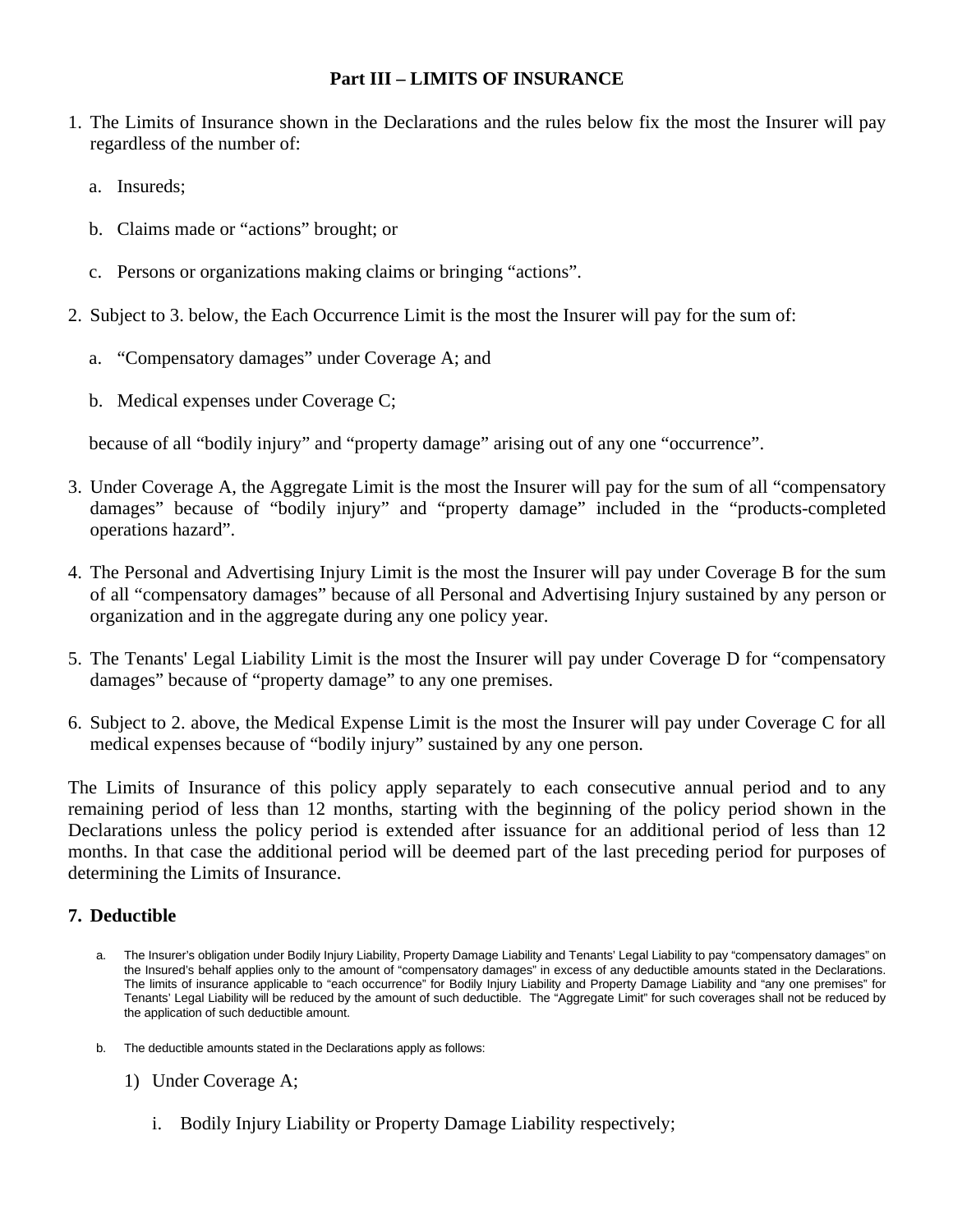## Part III – LIMITS OF INSURANCE

1. The Limits of Insurance shown in the Declarations and the rules below fix the most the Insurer will pay regardless of the number of:

   a. Insureds;

   b. Claims made or "actions" brought; or

   c. Persons or organizations making claims or bringing "actions".

2. Subject to 3. below, the Each Occurrence Limit is the most the Insurer will pay for the sum of:

   a. "Compensatory damages" under Coverage A; and

   b. Medical expenses under Coverage C;

   because of all "bodily injury" and "property damage" arising out of any one "occurrence".

3. Under Coverage A, the Aggregate Limit is the most the Insurer will pay for the sum of all "compensatory damages" because of "bodily injury" and "property damage" included in the "products-completed operations hazard".

4. The Personal and Advertising Injury Limit is the most the Insurer will pay under Coverage B for the sum of all "compensatory damages" because of all Personal and Advertising Injury sustained by any person or organization and in the aggregate during any one policy year.

5. The Tenants' Legal Liability Limit is the most the Insurer will pay under Coverage D for "compensatory damages" because of "property damage" to any one premises.

6. Subject to 2. above, the Medical Expense Limit is the most the Insurer will pay under Coverage C for all medical expenses because of "bodily injury" sustained by any one person.

The Limits of Insurance of this policy apply separately to each consecutive annual period and to any remaining period of less than 12 months, starting with the beginning of the policy period shown in the Declarations unless the policy period is extended after issuance for an additional period of less than 12 months. In that case the additional period will be deemed part of the last preceding period for purposes of determining the Limits of Insurance.

### 7. Deductible

a. The Insurer's obligation under Bodily Injury Liability, Property Damage Liability and Tenants' Legal Liability to pay "compensatory damages" on the Insured's behalf applies only to the amount of "compensatory damages" in excess of any deductible amounts stated in the Declarations. The limits of insurance applicable to "each occurrence" for Bodily Injury Liability and Property Damage Liability and "any one premises" for Tenants' Legal Liability will be reduced by the amount of such deductible. The "Aggregate Limit" for such coverages shall not be reduced by the application of such deductible amount.

b. The deductible amounts stated in the Declarations apply as follows:

   1) Under Coverage A;

      i. Bodily Injury Liability or Property Damage Liability respectively;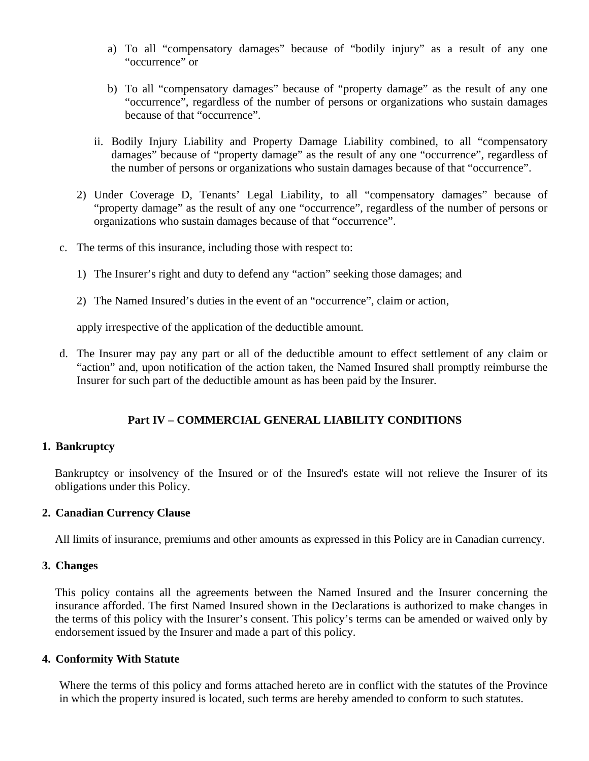a) To all "compensatory damages" because of "bodily injury" as a result of any one "occurrence" or

b) To all "compensatory damages" because of "property damage" as the result of any one "occurrence", regardless of the number of persons or organizations who sustain damages because of that "occurrence".

ii. Bodily Injury Liability and Property Damage Liability combined, to all "compensatory damages" because of "property damage" as the result of any one "occurrence", regardless of the number of persons or organizations who sustain damages because of that "occurrence".

2) Under Coverage D, Tenants' Legal Liability, to all "compensatory damages" because of "property damage" as the result of any one "occurrence", regardless of the number of persons or organizations who sustain damages because of that "occurrence".

c. The terms of this insurance, including those with respect to:

1) The Insurer's right and duty to defend any "action" seeking those damages; and

2) The Named Insured's duties in the event of an "occurrence", claim or action,

apply irrespective of the application of the deductible amount.

d. The Insurer may pay any part or all of the deductible amount to effect settlement of any claim or "action" and, upon notification of the action taken, the Named Insured shall promptly reimburse the Insurer for such part of the deductible amount as has been paid by the Insurer.

## Part IV – COMMERCIAL GENERAL LIABILITY CONDITIONS

### 1. Bankruptcy

Bankruptcy or insolvency of the Insured or of the Insured's estate will not relieve the Insurer of its obligations under this Policy.

### 2. Canadian Currency Clause

All limits of insurance, premiums and other amounts as expressed in this Policy are in Canadian currency.

### 3. Changes

This policy contains all the agreements between the Named Insured and the Insurer concerning the insurance afforded. The first Named Insured shown in the Declarations is authorized to make changes in the terms of this policy with the Insurer's consent. This policy's terms can be amended or waived only by endorsement issued by the Insurer and made a part of this policy.

### 4. Conformity With Statute

Where the terms of this policy and forms attached hereto are in conflict with the statutes of the Province in which the property insured is located, such terms are hereby amended to conform to such statutes.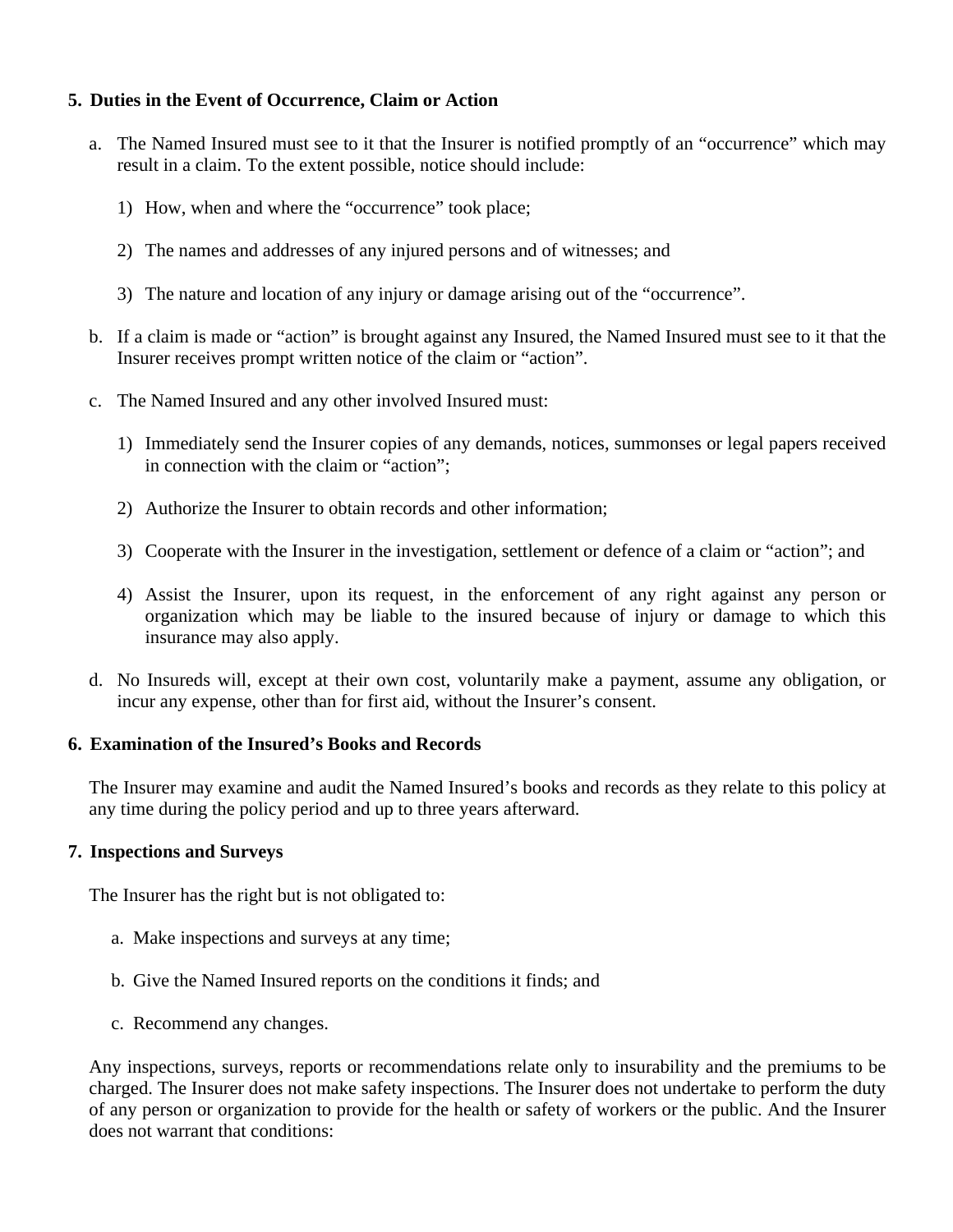**5. Duties in the Event of Occurrence, Claim or Action**

a. The Named Insured must see to it that the Insurer is notified promptly of an "occurrence" which may result in a claim. To the extent possible, notice should include:

   1) How, when and where the "occurrence" took place;

   2) The names and addresses of any injured persons and of witnesses; and

   3) The nature and location of any injury or damage arising out of the "occurrence".

b. If a claim is made or "action" is brought against any Insured, the Named Insured must see to it that the Insurer receives prompt written notice of the claim or "action".

c. The Named Insured and any other involved Insured must:

   1) Immediately send the Insurer copies of any demands, notices, summonses or legal papers received in connection with the claim or "action";

   2) Authorize the Insurer to obtain records and other information;

   3) Cooperate with the Insurer in the investigation, settlement or defence of a claim or "action"; and

   4) Assist the Insurer, upon its request, in the enforcement of any right against any person or organization which may be liable to the insured because of injury or damage to which this insurance may also apply.

d. No Insureds will, except at their own cost, voluntarily make a payment, assume any obligation, or incur any expense, other than for first aid, without the Insurer's consent.

**6. Examination of the Insured's Books and Records**

The Insurer may examine and audit the Named Insured's books and records as they relate to this policy at any time during the policy period and up to three years afterward.

**7. Inspections and Surveys**

The Insurer has the right but is not obligated to:

a. Make inspections and surveys at any time;

b. Give the Named Insured reports on the conditions it finds; and

c. Recommend any changes.

Any inspections, surveys, reports or recommendations relate only to insurability and the premiums to be charged. The Insurer does not make safety inspections. The Insurer does not undertake to perform the duty of any person or organization to provide for the health or safety of workers or the public. And the Insurer does not warrant that conditions: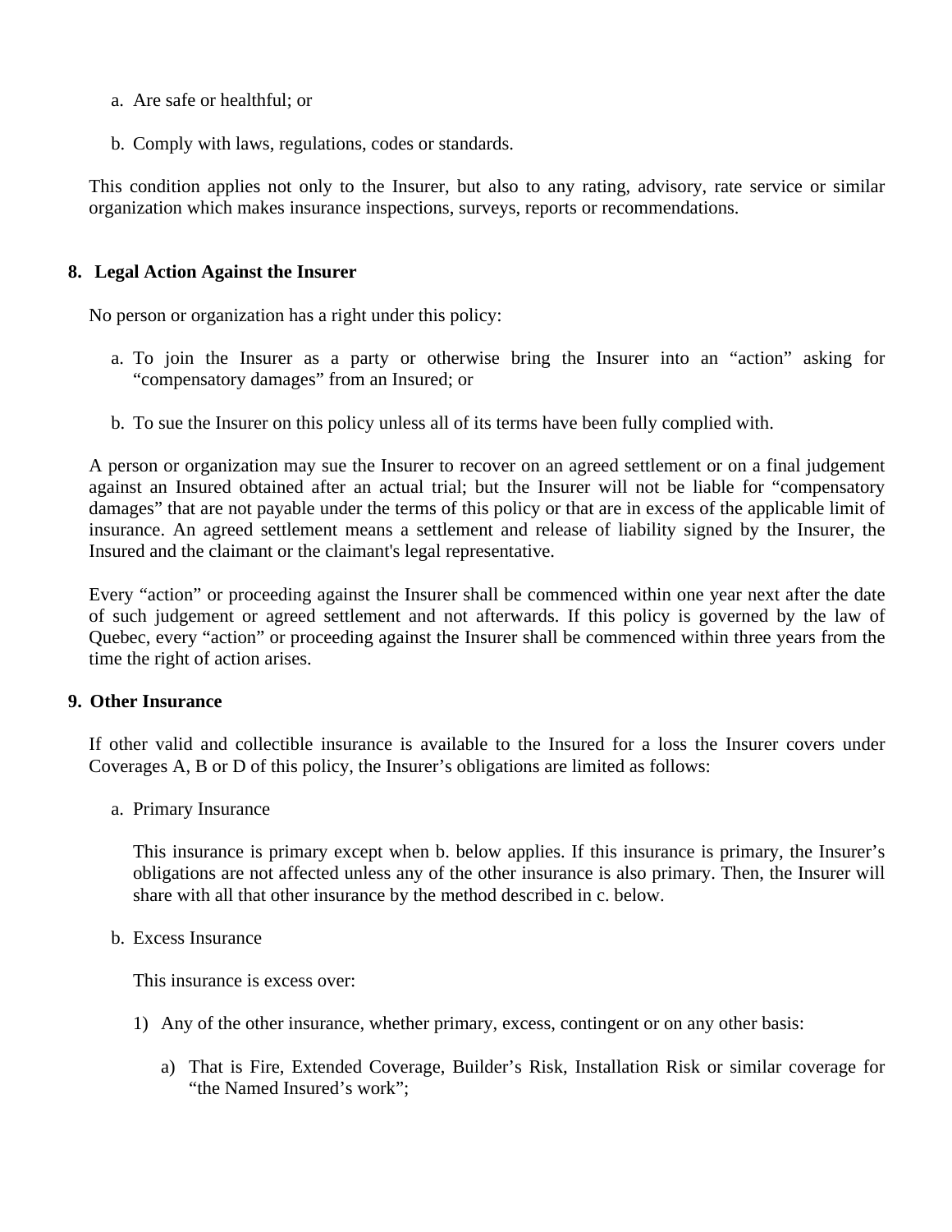a. Are safe or healthful; or

b. Comply with laws, regulations, codes or standards.

This condition applies not only to the Insurer, but also to any rating, advisory, rate service or similar organization which makes insurance inspections, surveys, reports or recommendations.

**8. Legal Action Against the Insurer**

No person or organization has a right under this policy:

a. To join the Insurer as a party or otherwise bring the Insurer into an "action" asking for "compensatory damages" from an Insured; or

b. To sue the Insurer on this policy unless all of its terms have been fully complied with.

A person or organization may sue the Insurer to recover on an agreed settlement or on a final judgement against an Insured obtained after an actual trial; but the Insurer will not be liable for "compensatory damages" that are not payable under the terms of this policy or that are in excess of the applicable limit of insurance. An agreed settlement means a settlement and release of liability signed by the Insurer, the Insured and the claimant or the claimant's legal representative.

Every "action" or proceeding against the Insurer shall be commenced within one year next after the date of such judgement or agreed settlement and not afterwards. If this policy is governed by the law of Quebec, every "action" or proceeding against the Insurer shall be commenced within three years from the time the right of action arises.

**9. Other Insurance**

If other valid and collectible insurance is available to the Insured for a loss the Insurer covers under Coverages A, B or D of this policy, the Insurer's obligations are limited as follows:

a. Primary Insurance

This insurance is primary except when b. below applies. If this insurance is primary, the Insurer's obligations are not affected unless any of the other insurance is also primary. Then, the Insurer will share with all that other insurance by the method described in c. below.

b. Excess Insurance

This insurance is excess over:

1) Any of the other insurance, whether primary, excess, contingent or on any other basis:

a) That is Fire, Extended Coverage, Builder's Risk, Installation Risk or similar coverage for "the Named Insured's work";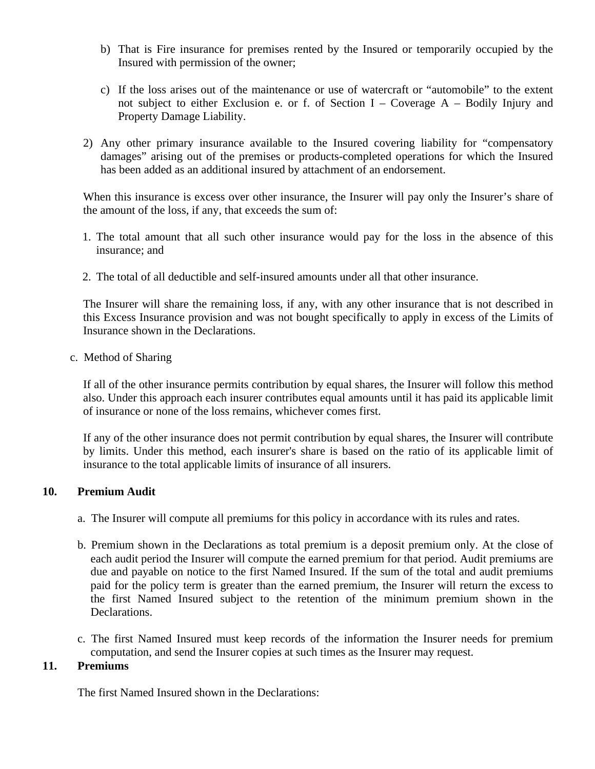b) That is Fire insurance for premises rented by the Insured or temporarily occupied by the Insured with permission of the owner;

c) If the loss arises out of the maintenance or use of watercraft or "automobile" to the extent not subject to either Exclusion e. or f. of Section I – Coverage A – Bodily Injury and Property Damage Liability.

2) Any other primary insurance available to the Insured covering liability for "compensatory damages" arising out of the premises or products-completed operations for which the Insured has been added as an additional insured by attachment of an endorsement.

When this insurance is excess over other insurance, the Insurer will pay only the Insurer's share of the amount of the loss, if any, that exceeds the sum of:

1. The total amount that all such other insurance would pay for the loss in the absence of this insurance; and
2. The total of all deductible and self-insured amounts under all that other insurance.

The Insurer will share the remaining loss, if any, with any other insurance that is not described in this Excess Insurance provision and was not bought specifically to apply in excess of the Limits of Insurance shown in the Declarations.

c. Method of Sharing

If all of the other insurance permits contribution by equal shares, the Insurer will follow this method also. Under this approach each insurer contributes equal amounts until it has paid its applicable limit of insurance or none of the loss remains, whichever comes first.

If any of the other insurance does not permit contribution by equal shares, the Insurer will contribute by limits. Under this method, each insurer's share is based on the ratio of its applicable limit of insurance to the total applicable limits of insurance of all insurers.

**10. Premium Audit**

a. The Insurer will compute all premiums for this policy in accordance with its rules and rates.

b. Premium shown in the Declarations as total premium is a deposit premium only. At the close of each audit period the Insurer will compute the earned premium for that period. Audit premiums are due and payable on notice to the first Named Insured. If the sum of the total and audit premiums paid for the policy term is greater than the earned premium, the Insurer will return the excess to the first Named Insured subject to the retention of the minimum premium shown in the Declarations.

c. The first Named Insured must keep records of the information the Insurer needs for premium computation, and send the Insurer copies at such times as the Insurer may request.

**11. Premiums**

The first Named Insured shown in the Declarations: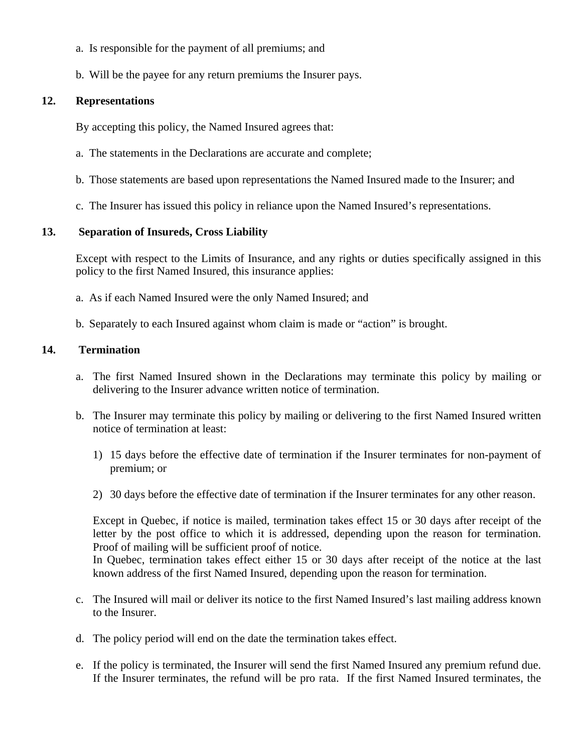a. Is responsible for the payment of all premiums; and

b. Will be the payee for any return premiums the Insurer pays.

**12. Representations**

By accepting this policy, the Named Insured agrees that:

a. The statements in the Declarations are accurate and complete;

b. Those statements are based upon representations the Named Insured made to the Insurer; and

c. The Insurer has issued this policy in reliance upon the Named Insured's representations.

**13. Separation of Insureds, Cross Liability**

Except with respect to the Limits of Insurance, and any rights or duties specifically assigned in this policy to the first Named Insured, this insurance applies:

a. As if each Named Insured were the only Named Insured; and

b. Separately to each Insured against whom claim is made or "action" is brought.

**14. Termination**

a. The first Named Insured shown in the Declarations may terminate this policy by mailing or delivering to the Insurer advance written notice of termination.

b. The Insurer may terminate this policy by mailing or delivering to the first Named Insured written notice of termination at least:

   1) 15 days before the effective date of termination if the Insurer terminates for non-payment of premium; or

   2) 30 days before the effective date of termination if the Insurer terminates for any other reason.

   Except in Quebec, if notice is mailed, termination takes effect 15 or 30 days after receipt of the letter by the post office to which it is addressed, depending upon the reason for termination. Proof of mailing will be sufficient proof of notice.
   In Quebec, termination takes effect either 15 or 30 days after receipt of the notice at the last known address of the first Named Insured, depending upon the reason for termination.

c. The Insured will mail or deliver its notice to the first Named Insured's last mailing address known to the Insurer.

d. The policy period will end on the date the termination takes effect.

e. If the policy is terminated, the Insurer will send the first Named Insured any premium refund due. If the Insurer terminates, the refund will be pro rata. If the first Named Insured terminates, the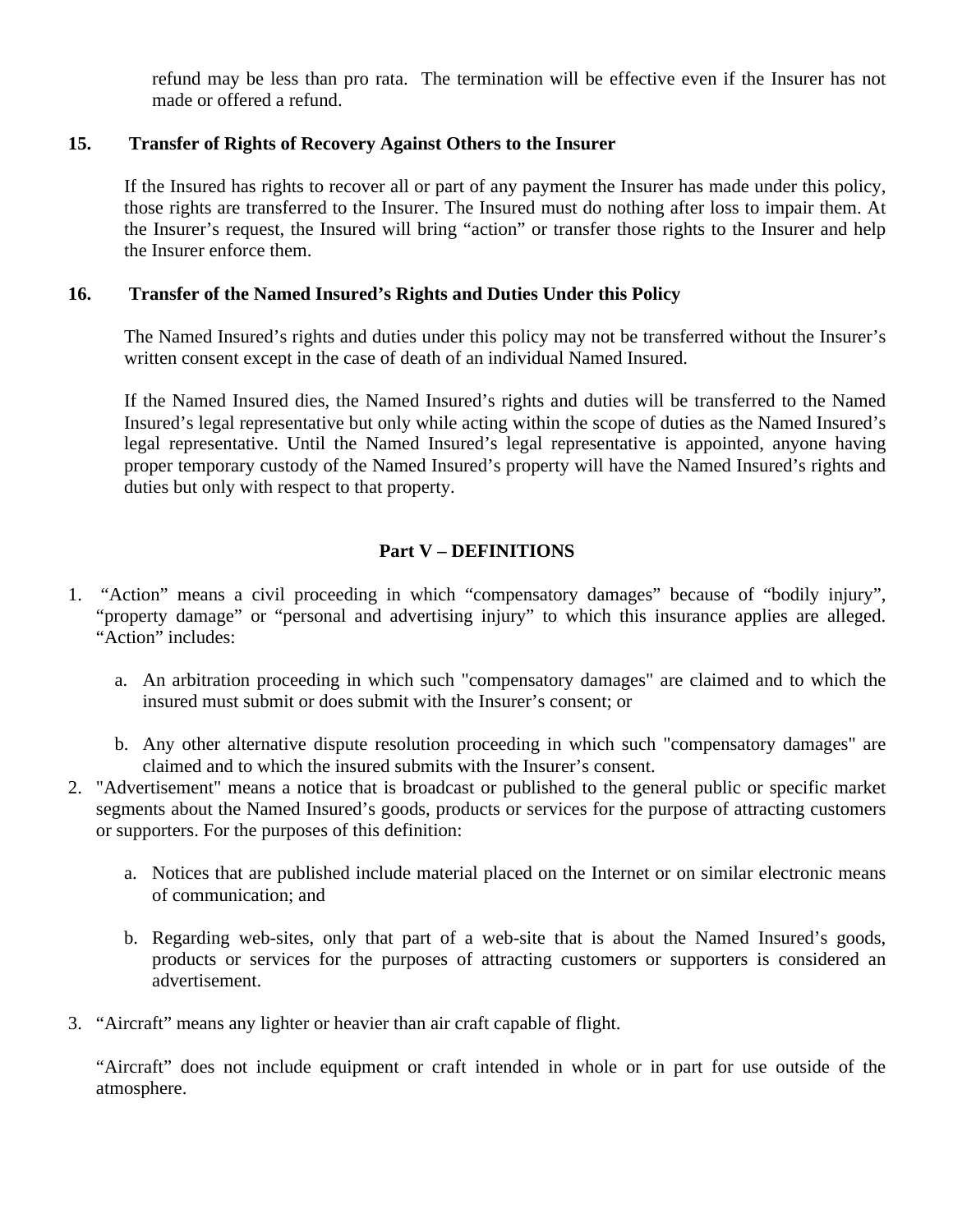refund may be less than pro rata. The termination will be effective even if the Insurer has not made or offered a refund.

**15. Transfer of Rights of Recovery Against Others to the Insurer**

If the Insured has rights to recover all or part of any payment the Insurer has made under this policy, those rights are transferred to the Insurer. The Insured must do nothing after loss to impair them. At the Insurer's request, the Insured will bring "action" or transfer those rights to the Insurer and help the Insurer enforce them.

**16. Transfer of the Named Insured's Rights and Duties Under this Policy**

The Named Insured's rights and duties under this policy may not be transferred without the Insurer's written consent except in the case of death of an individual Named Insured.

If the Named Insured dies, the Named Insured's rights and duties will be transferred to the Named Insured's legal representative but only while acting within the scope of duties as the Named Insured's legal representative. Until the Named Insured's legal representative is appointed, anyone having proper temporary custody of the Named Insured's property will have the Named Insured's rights and duties but only with respect to that property.

## Part V – DEFINITIONS

1. "Action" means a civil proceeding in which "compensatory damages" because of "bodily injury", "property damage" or "personal and advertising injury" to which this insurance applies are alleged. "Action" includes:

   a. An arbitration proceeding in which such "compensatory damages" are claimed and to which the insured must submit or does submit with the Insurer's consent; or

   b. Any other alternative dispute resolution proceeding in which such "compensatory damages" are claimed and to which the insured submits with the Insurer's consent.

2. "Advertisement" means a notice that is broadcast or published to the general public or specific market segments about the Named Insured's goods, products or services for the purpose of attracting customers or supporters. For the purposes of this definition:

   a. Notices that are published include material placed on the Internet or on similar electronic means of communication; and

   b. Regarding web-sites, only that part of a web-site that is about the Named Insured's goods, products or services for the purposes of attracting customers or supporters is considered an advertisement.

3. "Aircraft" means any lighter or heavier than air craft capable of flight.

   "Aircraft" does not include equipment or craft intended in whole or in part for use outside of the atmosphere.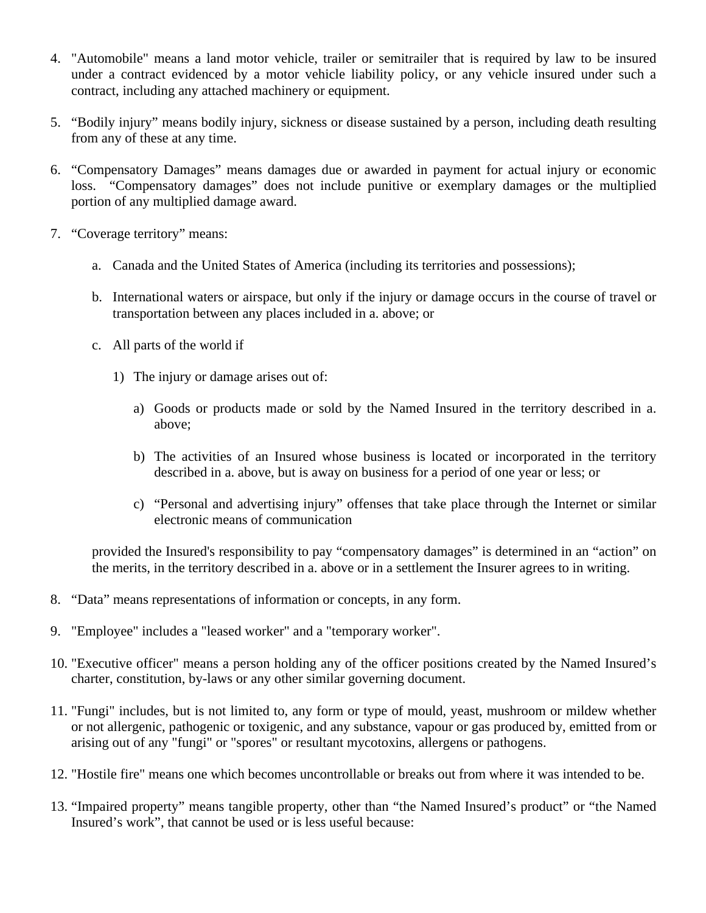4. "Automobile" means a land motor vehicle, trailer or semitrailer that is required by law to be insured under a contract evidenced by a motor vehicle liability policy, or any vehicle insured under such a contract, including any attached machinery or equipment.

5. "Bodily injury" means bodily injury, sickness or disease sustained by a person, including death resulting from any of these at any time.

6. "Compensatory Damages" means damages due or awarded in payment for actual injury or economic loss. "Compensatory damages" does not include punitive or exemplary damages or the multiplied portion of any multiplied damage award.

7. "Coverage territory" means:

   a. Canada and the United States of America (including its territories and possessions);

   b. International waters or airspace, but only if the injury or damage occurs in the course of travel or transportation between any places included in a. above; or

   c. All parts of the world if

      1) The injury or damage arises out of:

         a) Goods or products made or sold by the Named Insured in the territory described in a. above;

         b) The activities of an Insured whose business is located or incorporated in the territory described in a. above, but is away on business for a period of one year or less; or

         c) "Personal and advertising injury" offenses that take place through the Internet or similar electronic means of communication

   provided the Insured's responsibility to pay "compensatory damages" is determined in an "action" on the merits, in the territory described in a. above or in a settlement the Insurer agrees to in writing.

8. "Data" means representations of information or concepts, in any form.

9. "Employee" includes a "leased worker" and a "temporary worker".

10. "Executive officer" means a person holding any of the officer positions created by the Named Insured's charter, constitution, by-laws or any other similar governing document.

11. "Fungi" includes, but is not limited to, any form or type of mould, yeast, mushroom or mildew whether or not allergenic, pathogenic or toxigenic, and any substance, vapour or gas produced by, emitted from or arising out of any "fungi" or "spores" or resultant mycotoxins, allergens or pathogens.

12. "Hostile fire" means one which becomes uncontrollable or breaks out from where it was intended to be.

13. "Impaired property" means tangible property, other than "the Named Insured's product" or "the Named Insured's work", that cannot be used or is less useful because: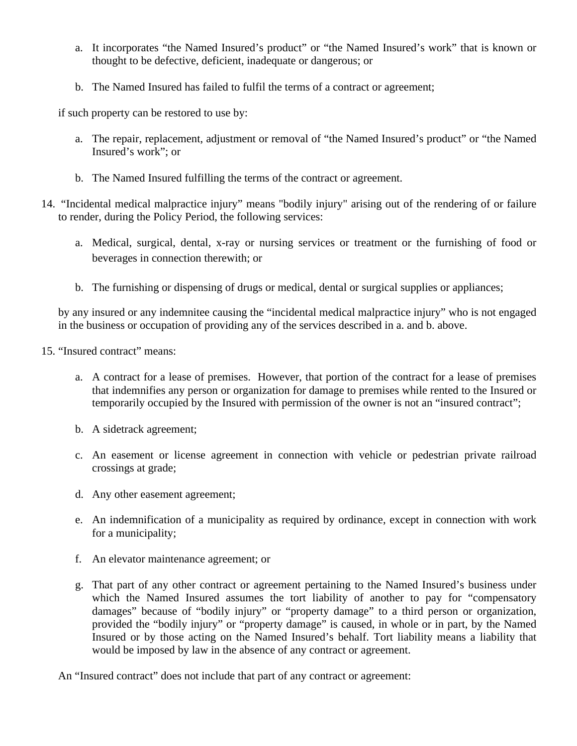a. It incorporates "the Named Insured's product" or "the Named Insured's work" that is known or thought to be defective, deficient, inadequate or dangerous; or

   b. The Named Insured has failed to fulfil the terms of a contract or agreement;

   if such property can be restored to use by:

   a. The repair, replacement, adjustment or removal of "the Named Insured's product" or "the Named Insured's work"; or

   b. The Named Insured fulfilling the terms of the contract or agreement.

14. "Incidental medical malpractice injury" means "bodily injury" arising out of the rendering of or failure to render, during the Policy Period, the following services:

   a. Medical, surgical, dental, x-ray or nursing services or treatment or the furnishing of food or beverages in connection therewith; or

   b. The furnishing or dispensing of drugs or medical, dental or surgical supplies or appliances;

   by any insured or any indemnitee causing the "incidental medical malpractice injury" who is not engaged in the business or occupation of providing any of the services described in a. and b. above.

15. "Insured contract" means:

   a. A contract for a lease of premises. However, that portion of the contract for a lease of premises that indemnifies any person or organization for damage to premises while rented to the Insured or temporarily occupied by the Insured with permission of the owner is not an "insured contract";

   b. A sidetrack agreement;

   c. An easement or license agreement in connection with vehicle or pedestrian private railroad crossings at grade;

   d. Any other easement agreement;

   e. An indemnification of a municipality as required by ordinance, except in connection with work for a municipality;

   f. An elevator maintenance agreement; or

   g. That part of any other contract or agreement pertaining to the Named Insured's business under which the Named Insured assumes the tort liability of another to pay for "compensatory damages" because of "bodily injury" or "property damage" to a third person or organization, provided the "bodily injury" or "property damage" is caused, in whole or in part, by the Named Insured or by those acting on the Named Insured's behalf. Tort liability means a liability that would be imposed by law in the absence of any contract or agreement.

   An "Insured contract" does not include that part of any contract or agreement: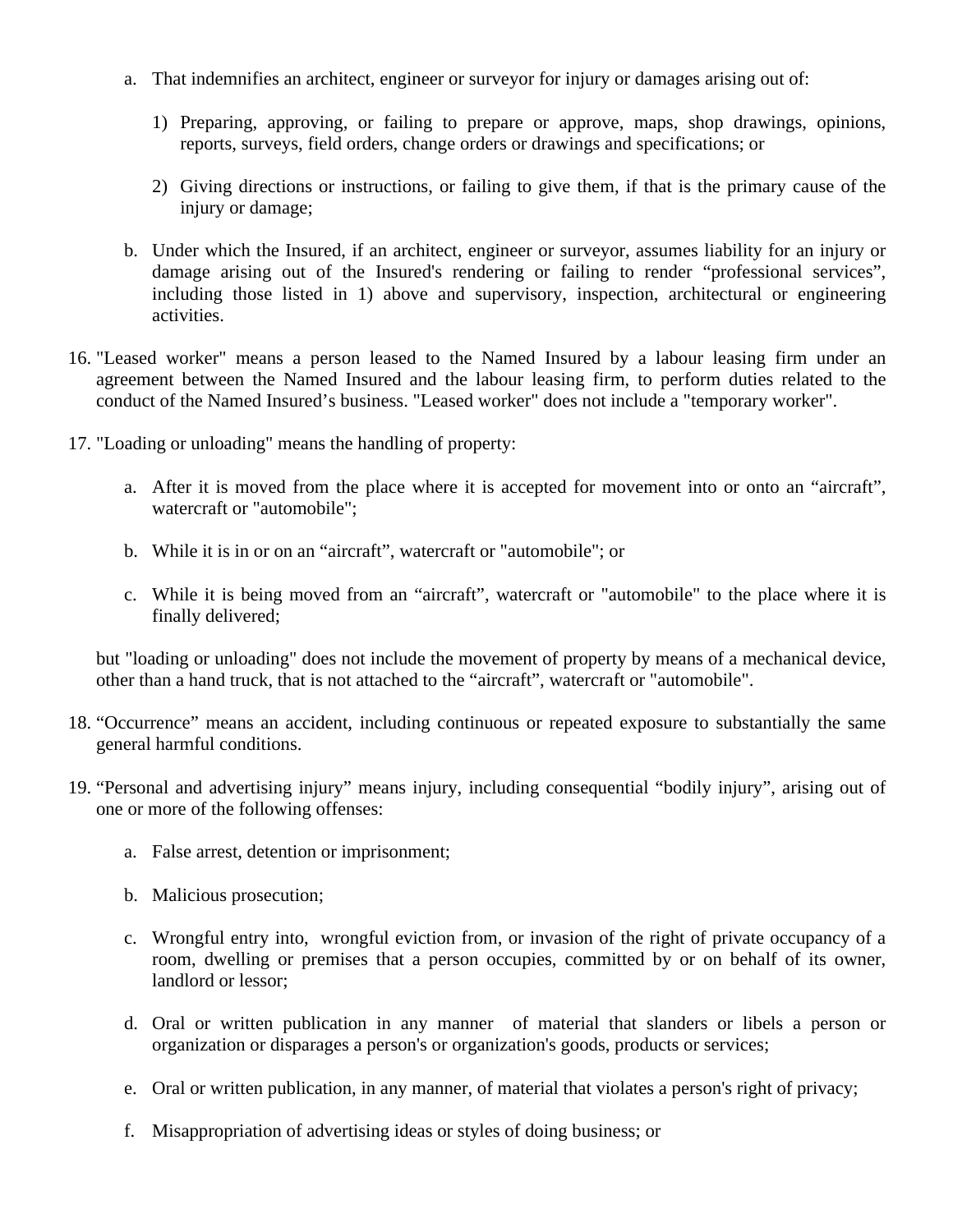a. That indemnifies an architect, engineer or surveyor for injury or damages arising out of:

   1) Preparing, approving, or failing to prepare or approve, maps, shop drawings, opinions, reports, surveys, field orders, change orders or drawings and specifications; or

   2) Giving directions or instructions, or failing to give them, if that is the primary cause of the injury or damage;

b. Under which the Insured, if an architect, engineer or surveyor, assumes liability for an injury or damage arising out of the Insured's rendering or failing to render "professional services", including those listed in 1) above and supervisory, inspection, architectural or engineering activities.

16. "Leased worker" means a person leased to the Named Insured by a labour leasing firm under an agreement between the Named Insured and the labour leasing firm, to perform duties related to the conduct of the Named Insured's business. "Leased worker" does not include a "temporary worker".

17. "Loading or unloading" means the handling of property:

    a. After it is moved from the place where it is accepted for movement into or onto an "aircraft", watercraft or "automobile";

    b. While it is in or on an "aircraft", watercraft or "automobile"; or

    c. While it is being moved from an "aircraft", watercraft or "automobile" to the place where it is finally delivered;

    but "loading or unloading" does not include the movement of property by means of a mechanical device, other than a hand truck, that is not attached to the "aircraft", watercraft or "automobile".

18. "Occurrence" means an accident, including continuous or repeated exposure to substantially the same general harmful conditions.

19. "Personal and advertising injury" means injury, including consequential "bodily injury", arising out of one or more of the following offenses:

    a. False arrest, detention or imprisonment;

    b. Malicious prosecution;

    c. Wrongful entry into, wrongful eviction from, or invasion of the right of private occupancy of a room, dwelling or premises that a person occupies, committed by or on behalf of its owner, landlord or lessor;

    d. Oral or written publication in any manner of material that slanders or libels a person or organization or disparages a person's or organization's goods, products or services;

    e. Oral or written publication, in any manner, of material that violates a person's right of privacy;

    f. Misappropriation of advertising ideas or styles of doing business; or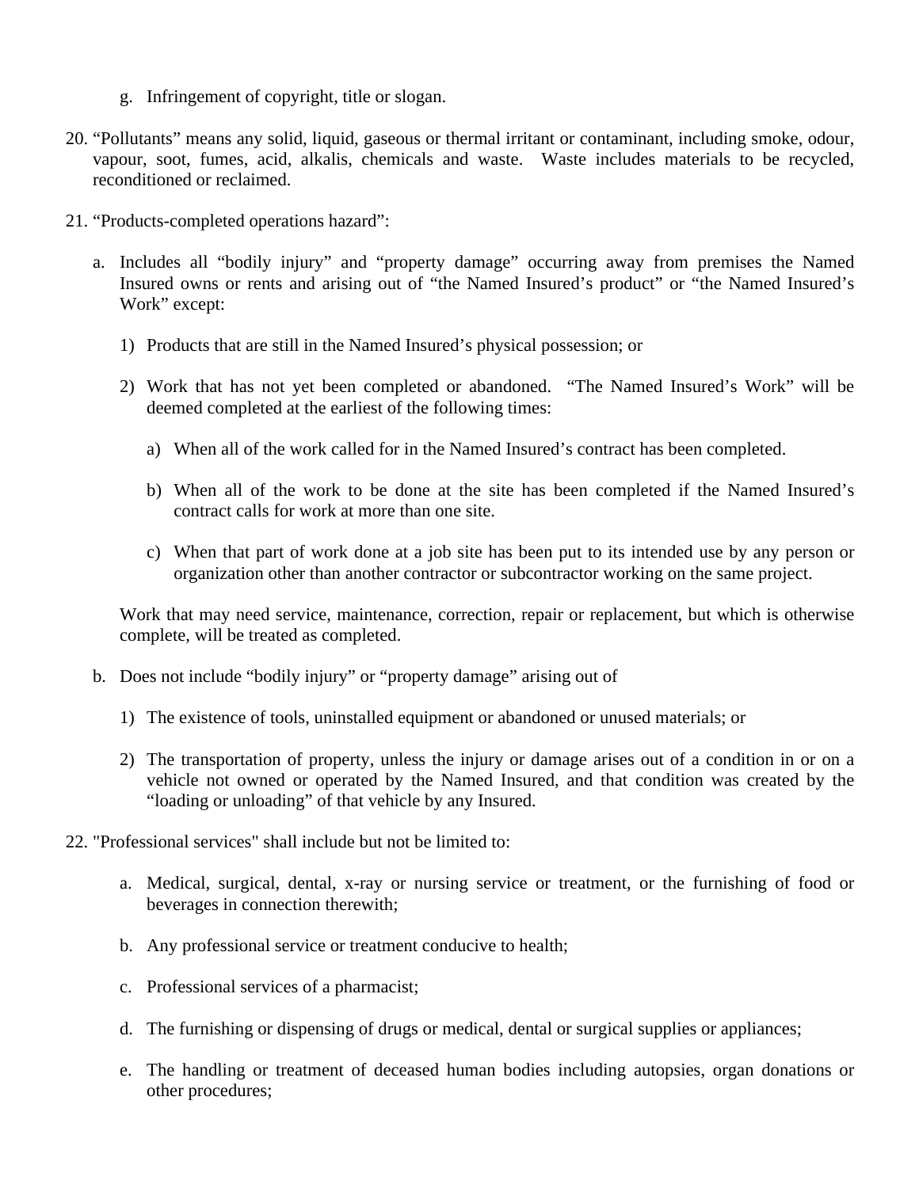g. Infringement of copyright, title or slogan.

20. “Pollutants” means any solid, liquid, gaseous or thermal irritant or contaminant, including smoke, odour, vapour, soot, fumes, acid, alkalis, chemicals and waste. Waste includes materials to be recycled, reconditioned or reclaimed.

21. “Products-completed operations hazard”:

    a. Includes all “bodily injury” and “property damage” occurring away from premises the Named Insured owns or rents and arising out of “the Named Insured’s product” or “the Named Insured’s Work” except:

        1) Products that are still in the Named Insured’s physical possession; or

        2) Work that has not yet been completed or abandoned. “The Named Insured’s Work” will be deemed completed at the earliest of the following times:

            a) When all of the work called for in the Named Insured’s contract has been completed.

            b) When all of the work to be done at the site has been completed if the Named Insured’s contract calls for work at more than one site.

            c) When that part of work done at a job site has been put to its intended use by any person or organization other than another contractor or subcontractor working on the same project.

    Work that may need service, maintenance, correction, repair or replacement, but which is otherwise complete, will be treated as completed.

    b. Does not include “bodily injury” or “property damage” arising out of

        1) The existence of tools, uninstalled equipment or abandoned or unused materials; or

        2) The transportation of property, unless the injury or damage arises out of a condition in or on a vehicle not owned or operated by the Named Insured, and that condition was created by the “loading or unloading” of that vehicle by any Insured.

22. "Professional services" shall include but not be limited to:

    a. Medical, surgical, dental, x-ray or nursing service or treatment, or the furnishing of food or beverages in connection therewith;

    b. Any professional service or treatment conducive to health;

    c. Professional services of a pharmacist;

    d. The furnishing or dispensing of drugs or medical, dental or surgical supplies or appliances;

    e. The handling or treatment of deceased human bodies including autopsies, organ donations or other procedures;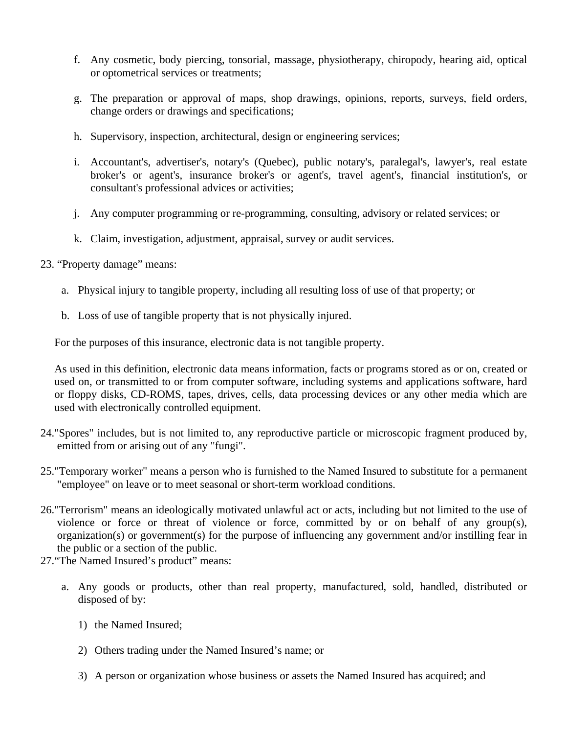f. Any cosmetic, body piercing, tonsorial, massage, physiotherapy, chiropody, hearing aid, optical or optometrical services or treatments;

g. The preparation or approval of maps, shop drawings, opinions, reports, surveys, field orders, change orders or drawings and specifications;

h. Supervisory, inspection, architectural, design or engineering services;

i. Accountant's, advertiser's, notary's (Quebec), public notary's, paralegal's, lawyer's, real estate broker's or agent's, insurance broker's or agent's, travel agent's, financial institution's, or consultant's professional advices or activities;

j. Any computer programming or re-programming, consulting, advisory or related services; or

k. Claim, investigation, adjustment, appraisal, survey or audit services.

23. “Property damage” means:

a. Physical injury to tangible property, including all resulting loss of use of that property; or

b. Loss of use of tangible property that is not physically injured.

For the purposes of this insurance, electronic data is not tangible property.

As used in this definition, electronic data means information, facts or programs stored as or on, created or used on, or transmitted to or from computer software, including systems and applications software, hard or floppy disks, CD-ROMS, tapes, drives, cells, data processing devices or any other media which are used with electronically controlled equipment.

24. "Spores" includes, but is not limited to, any reproductive particle or microscopic fragment produced by, emitted from or arising out of any "fungi".

25. "Temporary worker" means a person who is furnished to the Named Insured to substitute for a permanent "employee" on leave or to meet seasonal or short-term workload conditions.

26. "Terrorism" means an ideologically motivated unlawful act or acts, including but not limited to the use of violence or force or threat of violence or force, committed by or on behalf of any group(s), organization(s) or government(s) for the purpose of influencing any government and/or instilling fear in the public or a section of the public.

27. “The Named Insured’s product” means:

a. Any goods or products, other than real property, manufactured, sold, handled, distributed or disposed of by:

1) the Named Insured;

2) Others trading under the Named Insured’s name; or

3) A person or organization whose business or assets the Named Insured has acquired; and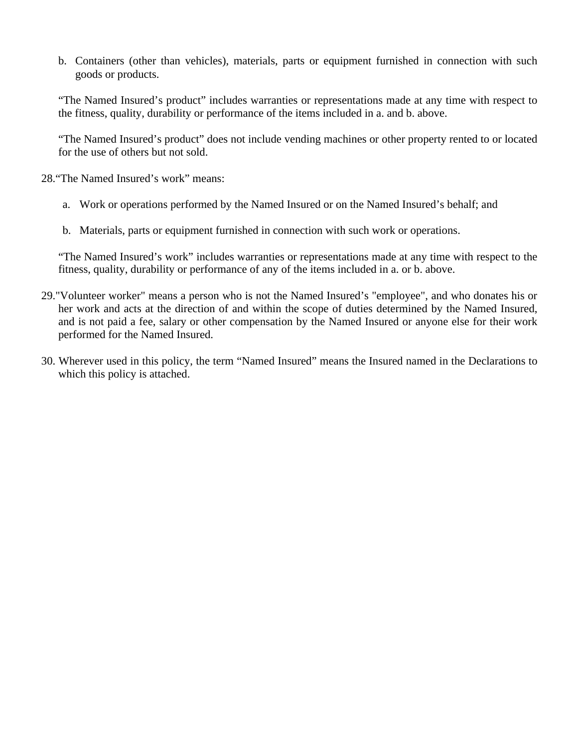b. Containers (other than vehicles), materials, parts or equipment furnished in connection with such goods or products.

"The Named Insured's product" includes warranties or representations made at any time with respect to the fitness, quality, durability or performance of the items included in a. and b. above.

"The Named Insured's product" does not include vending machines or other property rented to or located for the use of others but not sold.

28. "The Named Insured's work" means:

   a. Work or operations performed by the Named Insured or on the Named Insured's behalf; and

   b. Materials, parts or equipment furnished in connection with such work or operations.

   "The Named Insured's work" includes warranties or representations made at any time with respect to the fitness, quality, durability or performance of any of the items included in a. or b. above.

29. "Volunteer worker" means a person who is not the Named Insured's "employee", and who donates his or her work and acts at the direction of and within the scope of duties determined by the Named Insured, and is not paid a fee, salary or other compensation by the Named Insured or anyone else for their work performed for the Named Insured.

30. Wherever used in this policy, the term "Named Insured" means the Insured named in the Declarations to which this policy is attached.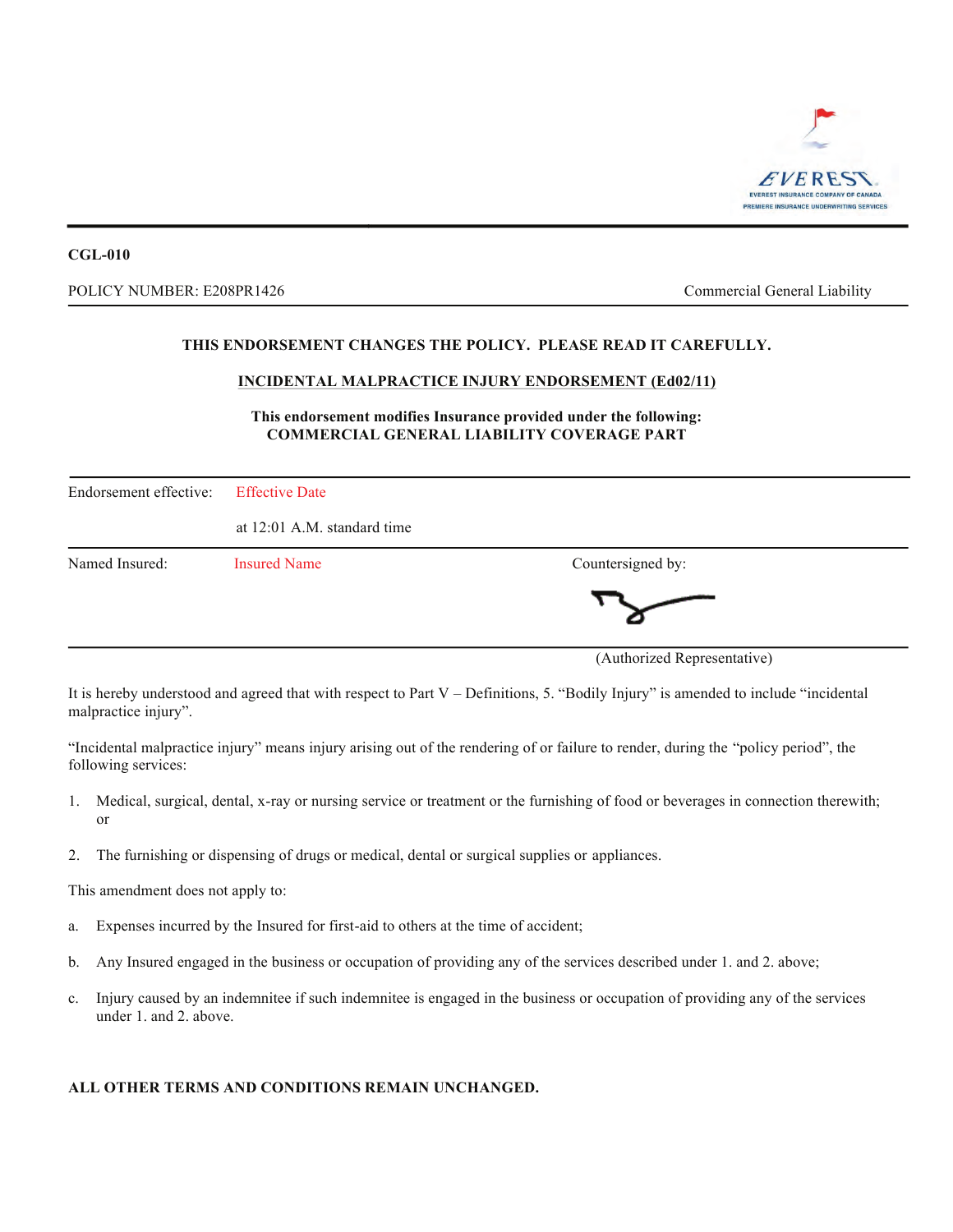EVEREST
EVEREST INSURANCE COMPANY OF CANADA
PREMIERE INSURANCE UNDERWRITING SERVICES

**CGL-010**

POLICY NUMBER: E208PR1426 Commercial General Liability

**THIS ENDORSEMENT CHANGES THE POLICY. PLEASE READ IT CAREFULLY.**

**INCIDENTAL MALPRACTICE INJURY ENDORSEMENT (Ed02/11)**

**This endorsement modifies Insurance provided under the following:**
**COMMERCIAL GENERAL LIABILITY COVERAGE PART**

| | | |
|---|---|---|
| Endorsement effective: | Effective Date<br>at 12:01 A.M. standard time | |
| Named Insured: | Insured Name | Countersigned by:<br><br>(Authorized Representative) |

It is hereby understood and agreed that with respect to Part V – Definitions, 5. "Bodily Injury" is amended to include "incidental malpractice injury".

"Incidental malpractice injury" means injury arising out of the rendering of or failure to render, during the "policy period", the following services:

1. Medical, surgical, dental, x-ray or nursing service or treatment or the furnishing of food or beverages in connection therewith; or

2. The furnishing or dispensing of drugs or medical, dental or surgical supplies or appliances.

This amendment does not apply to:

a. Expenses incurred by the Insured for first-aid to others at the time of accident;

b. Any Insured engaged in the business or occupation of providing any of the services described under 1. and 2. above;

c. Injury caused by an indemnitee if such indemnitee is engaged in the business or occupation of providing any of the services under 1. and 2. above.

**ALL OTHER TERMS AND CONDITIONS REMAIN UNCHANGED.**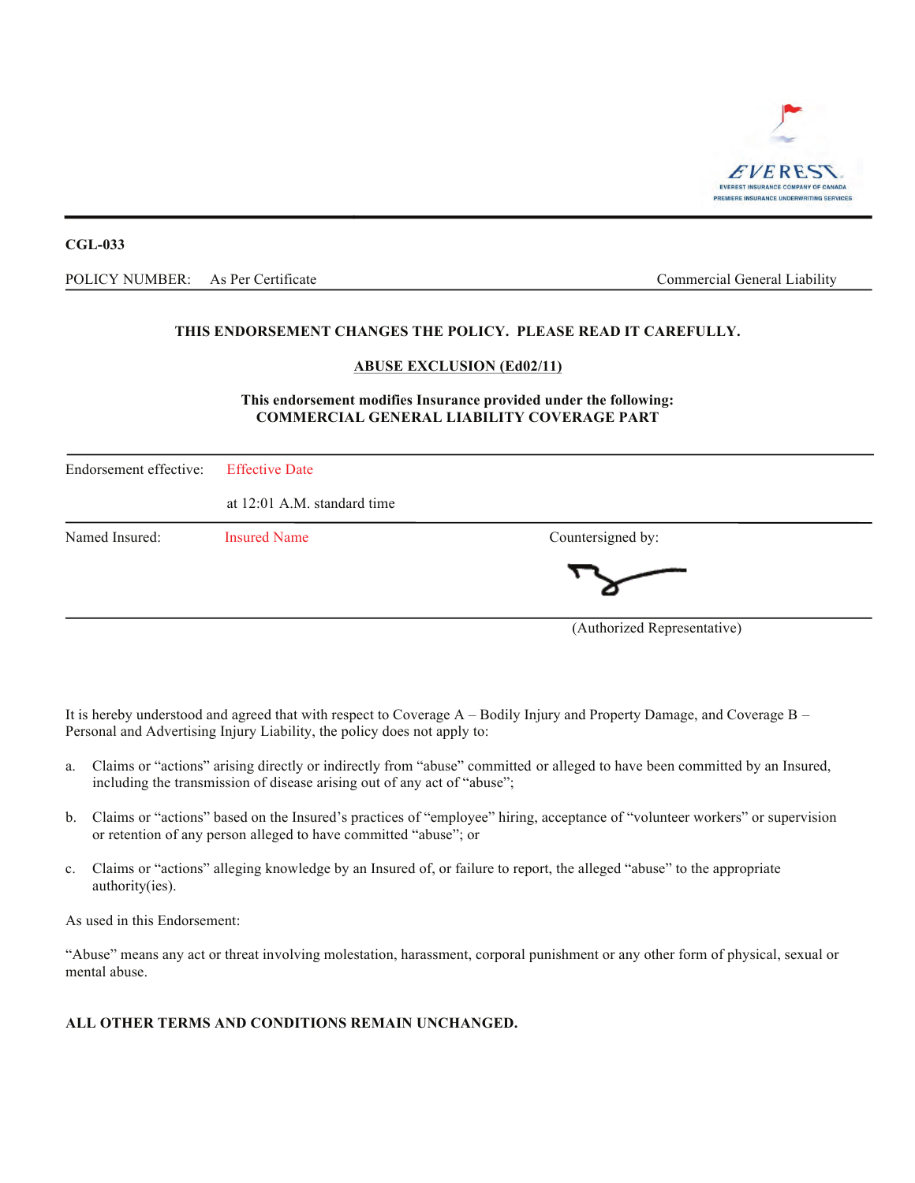EVEREST
EVEREST INSURANCE COMPANY OF CANADA
PREMIERE INSURANCE UNDERWRITING SERVICES

**CGL-033**

POLICY NUMBER: As Per Certificate — Commercial General Liability

**THIS ENDORSEMENT CHANGES THE POLICY. PLEASE READ IT CAREFULLY.**

## ABUSE EXCLUSION (Ed02/11)

**This endorsement modifies Insurance provided under the following:**
**COMMERCIAL GENERAL LIABILITY COVERAGE PART**

Endorsement effective: Effective Date

at 12:01 A.M. standard time

Named Insured: Insured Name

Countersigned by:

(Authorized Representative)

It is hereby understood and agreed that with respect to Coverage A – Bodily Injury and Property Damage, and Coverage B – Personal and Advertising Injury Liability, the policy does not apply to:

a. Claims or "actions" arising directly or indirectly from "abuse" committed or alleged to have been committed by an Insured, including the transmission of disease arising out of any act of "abuse";

b. Claims or "actions" based on the Insured's practices of "employee" hiring, acceptance of "volunteer workers" or supervision or retention of any person alleged to have committed "abuse"; or

c. Claims or "actions" alleging knowledge by an Insured of, or failure to report, the alleged "abuse" to the appropriate authority(ies).

As used in this Endorsement:

"Abuse" means any act or threat involving molestation, harassment, corporal punishment or any other form of physical, sexual or mental abuse.

**ALL OTHER TERMS AND CONDITIONS REMAIN UNCHANGED.**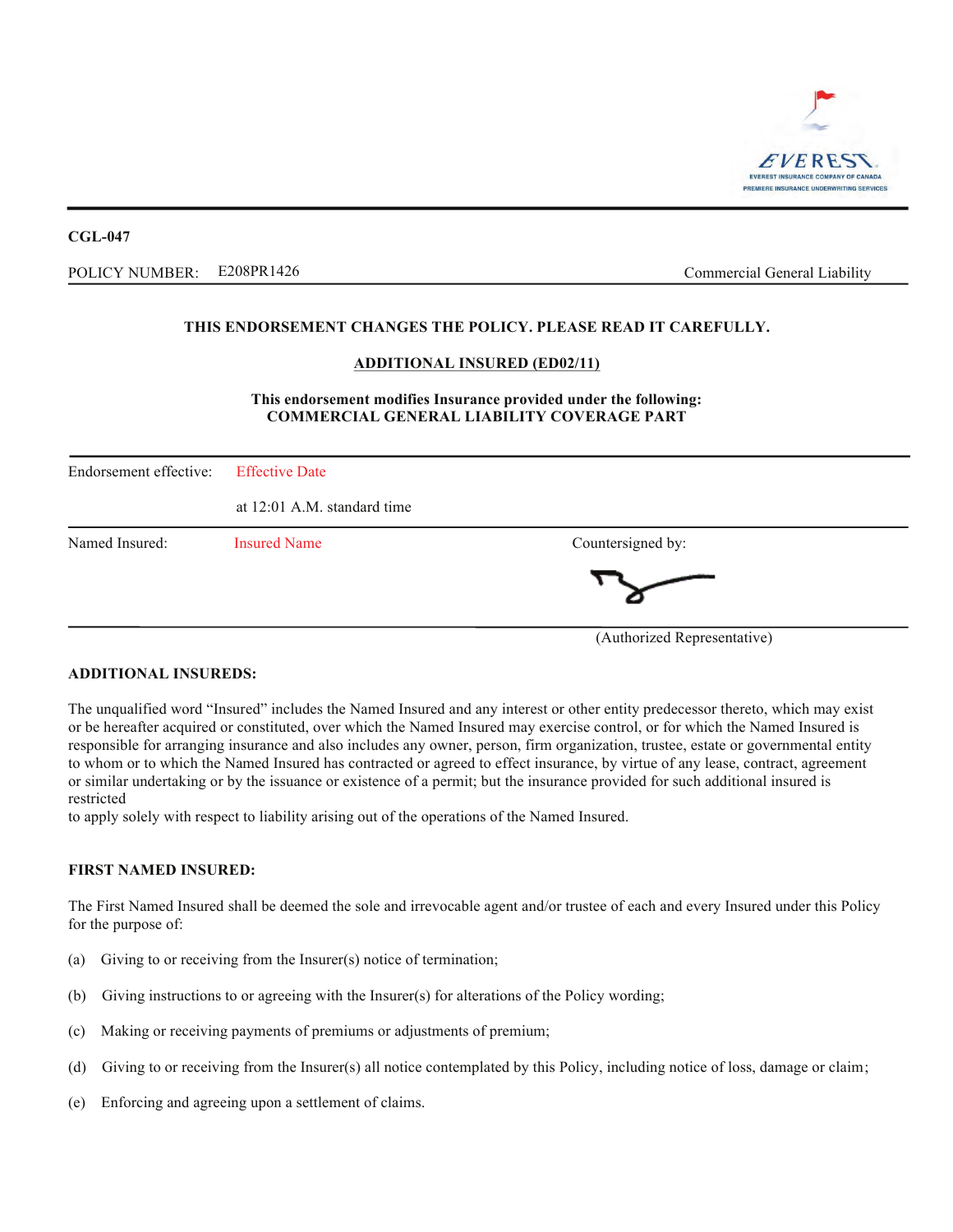CGL-047

POLICY NUMBER: E208PR1426 Commercial General Liability

**THIS ENDORSEMENT CHANGES THE POLICY. PLEASE READ IT CAREFULLY.**

**ADDITIONAL INSURED (ED02/11)**

**This endorsement modifies Insurance provided under the following:**
**COMMERCIAL GENERAL LIABILITY COVERAGE PART**

| | |
|---|---|
| Endorsement effective: | Effective Date<br>at 12:01 A.M. standard time |
| Named Insured: Insured Name | Countersigned by:<br><br>(Authorized Representative) |

**ADDITIONAL INSUREDS:**

The unqualified word "Insured" includes the Named Insured and any interest or other entity predecessor thereto, which may exist or be hereafter acquired or constituted, over which the Named Insured may exercise control, or for which the Named Insured is responsible for arranging insurance and also includes any owner, person, firm organization, trustee, estate or governmental entity to whom or to which the Named Insured has contracted or agreed to effect insurance, by virtue of any lease, contract, agreement or similar undertaking or by the issuance or existence of a permit; but the insurance provided for such additional insured is restricted
to apply solely with respect to liability arising out of the operations of the Named Insured.

**FIRST NAMED INSURED:**

The First Named Insured shall be deemed the sole and irrevocable agent and/or trustee of each and every Insured under this Policy for the purpose of:

(a) Giving to or receiving from the Insurer(s) notice of termination;

(b) Giving instructions to or agreeing with the Insurer(s) for alterations of the Policy wording;

(c) Making or receiving payments of premiums or adjustments of premium;

(d) Giving to or receiving from the Insurer(s) all notice contemplated by this Policy, including notice of loss, damage or claim;

(e) Enforcing and agreeing upon a settlement of claims.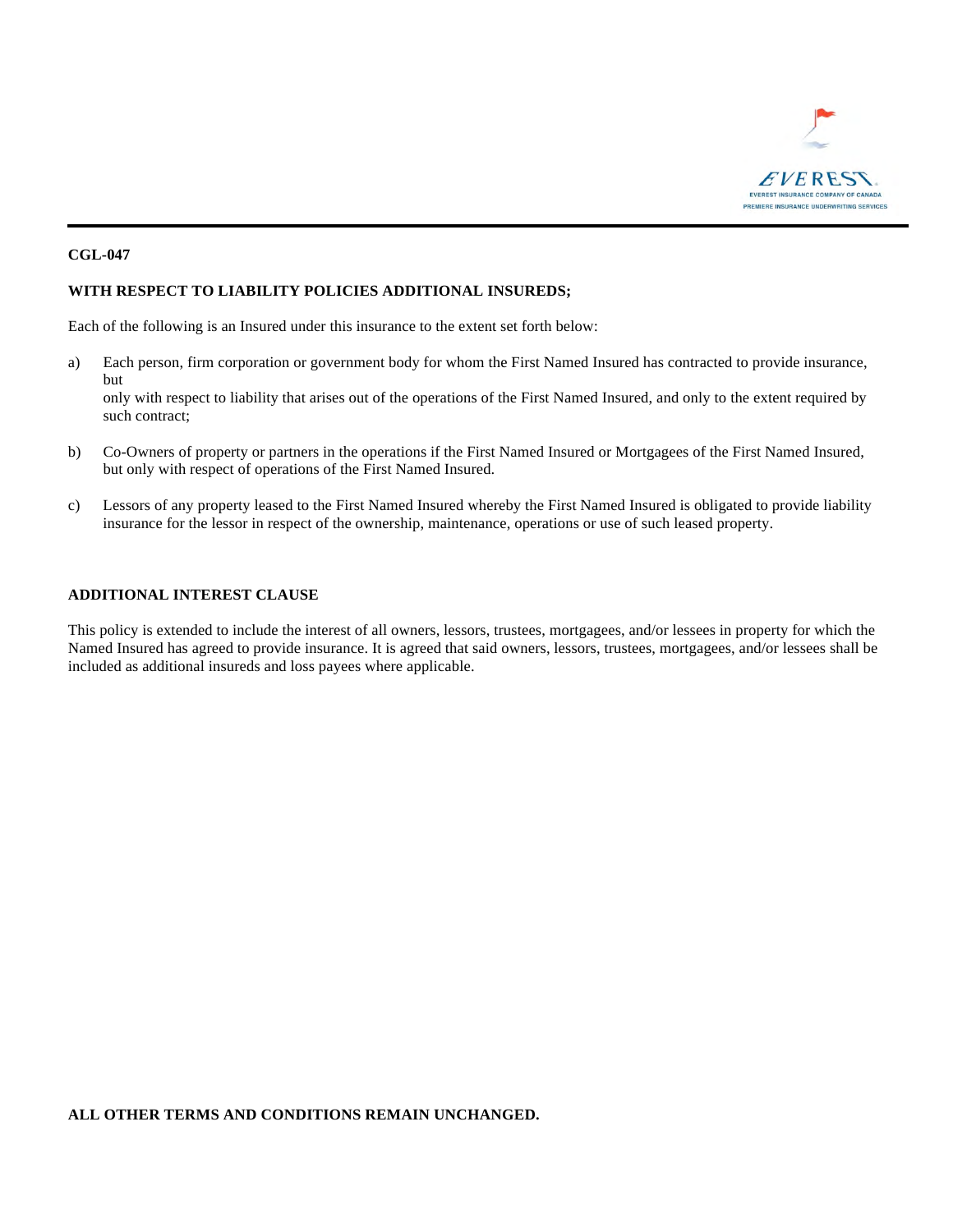**CGL-047**

**WITH RESPECT TO LIABILITY POLICIES ADDITIONAL INSUREDS;**

Each of the following is an Insured under this insurance to the extent set forth below:

a) Each person, firm corporation or government body for whom the First Named Insured has contracted to provide insurance, but only with respect to liability that arises out of the operations of the First Named Insured, and only to the extent required by such contract;

b) Co-Owners of property or partners in the operations if the First Named Insured or Mortgagees of the First Named Insured, but only with respect of operations of the First Named Insured.

c) Lessors of any property leased to the First Named Insured whereby the First Named Insured is obligated to provide liability insurance for the lessor in respect of the ownership, maintenance, operations or use of such leased property.

**ADDITIONAL INTEREST CLAUSE**

This policy is extended to include the interest of all owners, lessors, trustees, mortgagees, and/or lessees in property for which the Named Insured has agreed to provide insurance. It is agreed that said owners, lessors, trustees, mortgagees, and/or lessees shall be included as additional insureds and loss payees where applicable.

**ALL OTHER TERMS AND CONDITIONS REMAIN UNCHANGED.**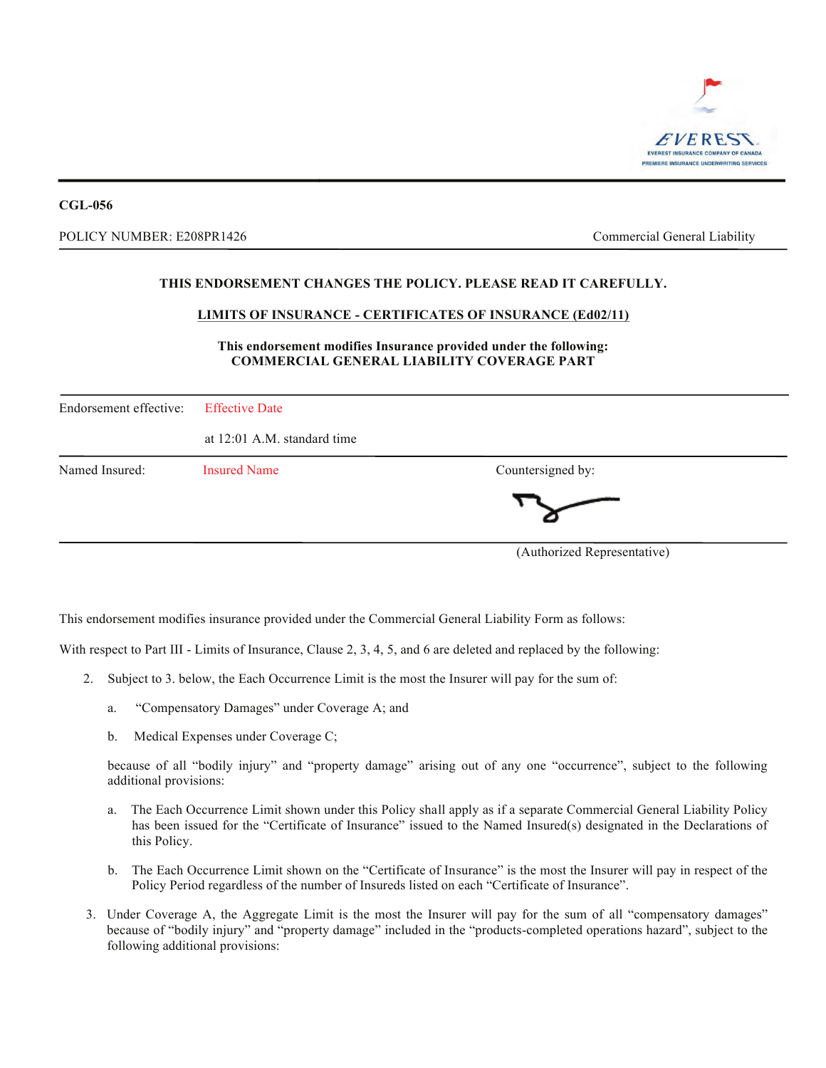**CGL-056**

POLICY NUMBER: E208PR1426 — Commercial General Liability

**THIS ENDORSEMENT CHANGES THE POLICY. PLEASE READ IT CAREFULLY.**

**LIMITS OF INSURANCE - CERTIFICATES OF INSURANCE (Ed02/11)**

**This endorsement modifies Insurance provided under the following:**
**COMMERCIAL GENERAL LIABILITY COVERAGE PART**

| | | |
|---|---|---|
| Endorsement effective: | Effective Date at 12:01 A.M. standard time | |
| Named Insured: | Insured Name | Countersigned by: (Authorized Representative) |

This endorsement modifies insurance provided under the Commercial General Liability Form as follows:

With respect to Part III - Limits of Insurance, Clause 2, 3, 4, 5, and 6 are deleted and replaced by the following:

2. Subject to 3. below, the Each Occurrence Limit is the most the Insurer will pay for the sum of:

   a. "Compensatory Damages" under Coverage A; and

   b. Medical Expenses under Coverage C;

   because of all "bodily injury" and "property damage" arising out of any one "occurrence", subject to the following additional provisions:

   a. The Each Occurrence Limit shown under this Policy shall apply as if a separate Commercial General Liability Policy has been issued for the "Certificate of Insurance" issued to the Named Insured(s) designated in the Declarations of this Policy.

   b. The Each Occurrence Limit shown on the "Certificate of Insurance" is the most the Insurer will pay in respect of the Policy Period regardless of the number of Insureds listed on each "Certificate of Insurance".

3. Under Coverage A, the Aggregate Limit is the most the Insurer will pay for the sum of all "compensatory damages" because of "bodily injury" and "property damage" included in the "products-completed operations hazard", subject to the following additional provisions: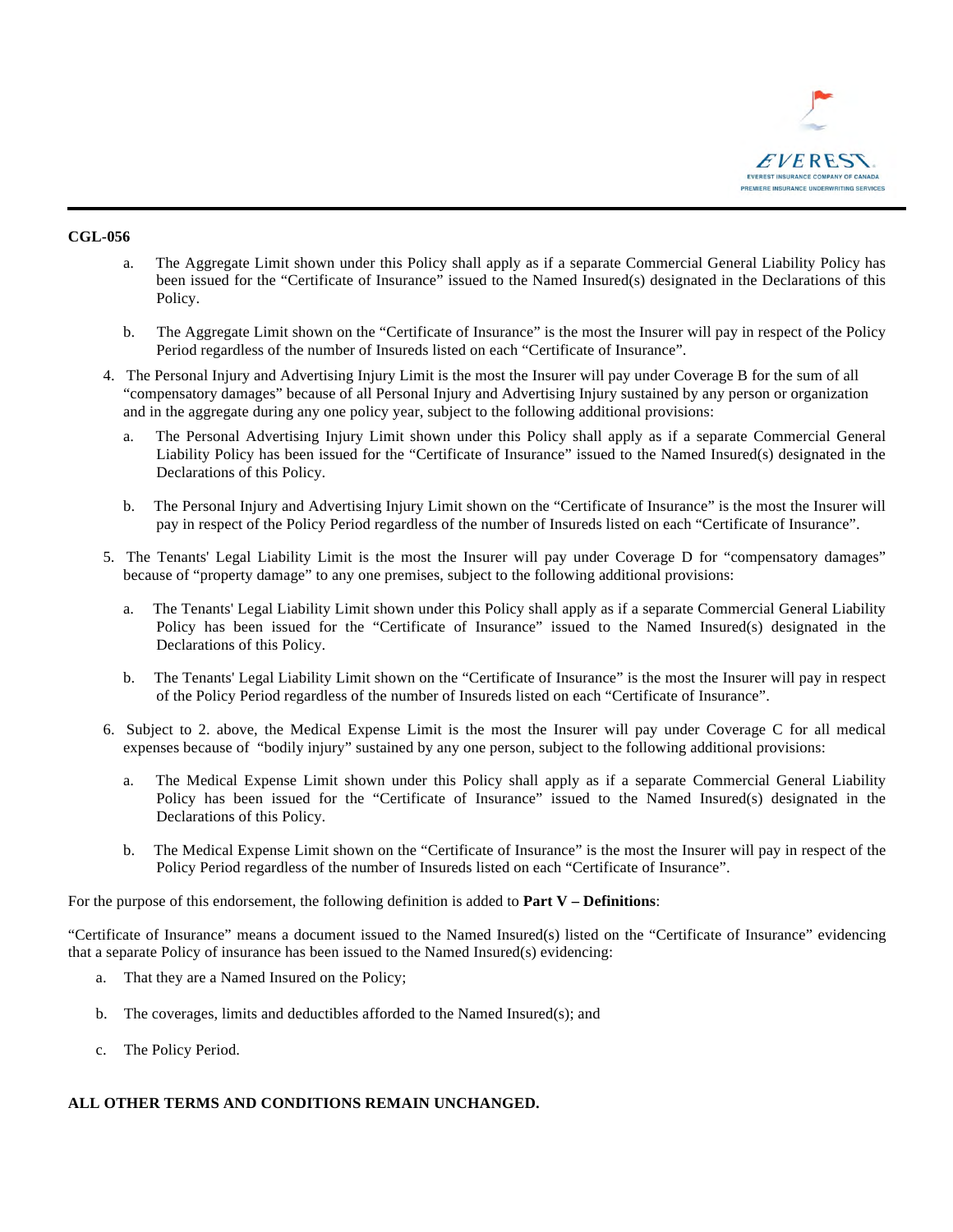**CGL-056**

   a. The Aggregate Limit shown under this Policy shall apply as if a separate Commercial General Liability Policy has been issued for the "Certificate of Insurance" issued to the Named Insured(s) designated in the Declarations of this Policy.

   b. The Aggregate Limit shown on the "Certificate of Insurance" is the most the Insurer will pay in respect of the Policy Period regardless of the number of Insureds listed on each "Certificate of Insurance".

4. The Personal Injury and Advertising Injury Limit is the most the Insurer will pay under Coverage B for the sum of all "compensatory damages" because of all Personal Injury and Advertising Injury sustained by any person or organization and in the aggregate during any one policy year, subject to the following additional provisions:

   a. The Personal Advertising Injury Limit shown under this Policy shall apply as if a separate Commercial General Liability Policy has been issued for the "Certificate of Insurance" issued to the Named Insured(s) designated in the Declarations of this Policy.

   b. The Personal Injury and Advertising Injury Limit shown on the "Certificate of Insurance" is the most the Insurer will pay in respect of the Policy Period regardless of the number of Insureds listed on each "Certificate of Insurance".

5. The Tenants' Legal Liability Limit is the most the Insurer will pay under Coverage D for "compensatory damages" because of "property damage" to any one premises, subject to the following additional provisions:

   a. The Tenants' Legal Liability Limit shown under this Policy shall apply as if a separate Commercial General Liability Policy has been issued for the "Certificate of Insurance" issued to the Named Insured(s) designated in the Declarations of this Policy.

   b. The Tenants' Legal Liability Limit shown on the "Certificate of Insurance" is the most the Insurer will pay in respect of the Policy Period regardless of the number of Insureds listed on each "Certificate of Insurance".

6. Subject to 2. above, the Medical Expense Limit is the most the Insurer will pay under Coverage C for all medical expenses because of "bodily injury" sustained by any one person, subject to the following additional provisions:

   a. The Medical Expense Limit shown under this Policy shall apply as if a separate Commercial General Liability Policy has been issued for the "Certificate of Insurance" issued to the Named Insured(s) designated in the Declarations of this Policy.

   b. The Medical Expense Limit shown on the "Certificate of Insurance" is the most the Insurer will pay in respect of the Policy Period regardless of the number of Insureds listed on each "Certificate of Insurance".

For the purpose of this endorsement, the following definition is added to **Part V – Definitions**:

"Certificate of Insurance" means a document issued to the Named Insured(s) listed on the "Certificate of Insurance" evidencing that a separate Policy of insurance has been issued to the Named Insured(s) evidencing:

   a. That they are a Named Insured on the Policy;

   b. The coverages, limits and deductibles afforded to the Named Insured(s); and

   c. The Policy Period.

**ALL OTHER TERMS AND CONDITIONS REMAIN UNCHANGED.**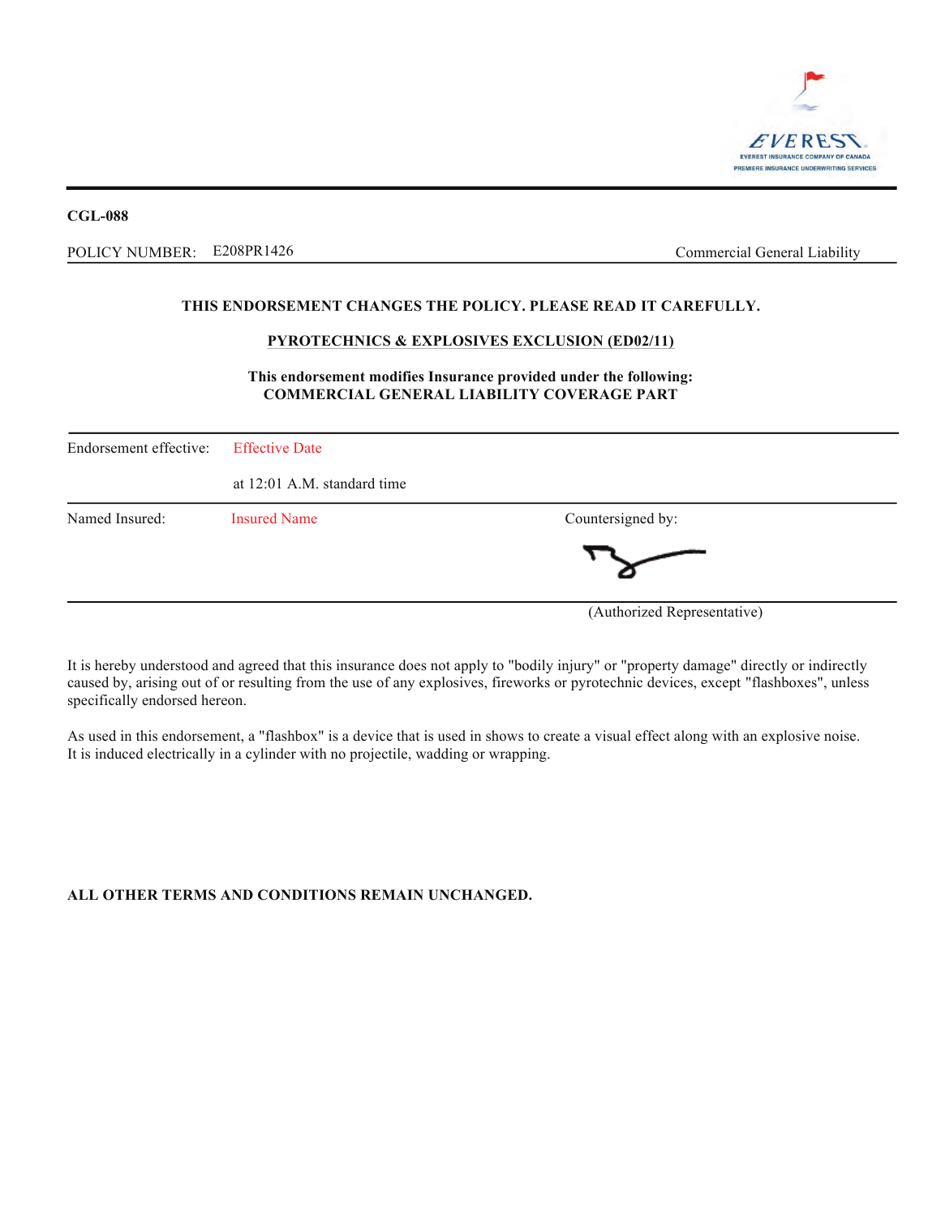EVEREST
EVEREST INSURANCE COMPANY OF CANADA
PREMIERE INSURANCE UNDERWRITING SERVICES

**CGL-088**

POLICY NUMBER: E208PR1426 Commercial General Liability

**THIS ENDORSEMENT CHANGES THE POLICY. PLEASE READ IT CAREFULLY.**

**PYROTECHNICS & EXPLOSIVES EXCLUSION (ED02/11)**

**This endorsement modifies Insurance provided under the following:**
**COMMERCIAL GENERAL LIABILITY COVERAGE PART**

| | | |
|---|---|---|
| Endorsement effective: | Effective Date<br>at 12:01 A.M. standard time | |
| Named Insured: | Insured Name | Countersigned by:<br><br>(Authorized Representative) |

It is hereby understood and agreed that this insurance does not apply to "bodily injury" or "property damage" directly or indirectly caused by, arising out of or resulting from the use of any explosives, fireworks or pyrotechnic devices, except "flashboxes", unless specifically endorsed hereon.

As used in this endorsement, a "flashbox" is a device that is used in shows to create a visual effect along with an explosive noise. It is induced electrically in a cylinder with no projectile, wadding or wrapping.

**ALL OTHER TERMS AND CONDITIONS REMAIN UNCHANGED.**